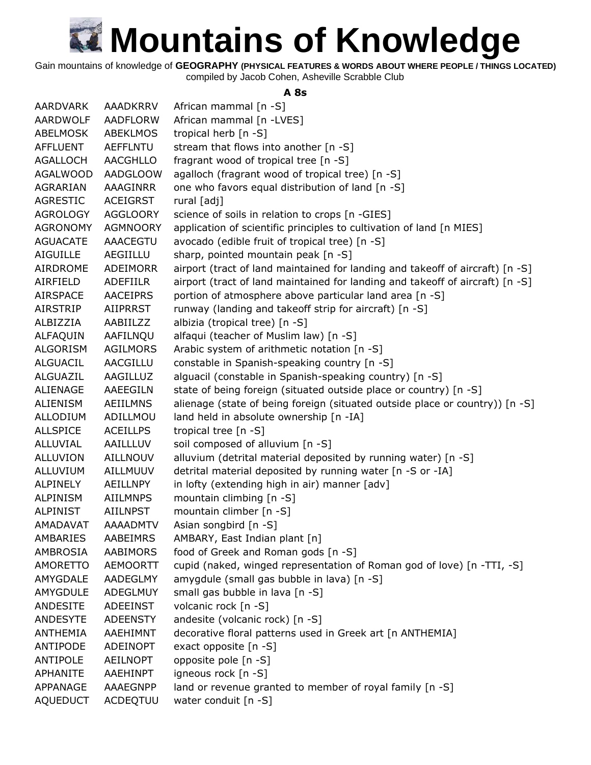# Mountains of Knowledge

Gain mountains of knowledge of **GEOGRAPHY (PHYSICAL FEATURES & WORDS ABOUT WHERE PEOPLE / THINGS LOCATED)**
compiled by Jacob Cohen, Asheville Scrabble Club

### A 8s

| | | |
|---|---|---|
| AARDVARK | AAADKRRV | African mammal [n -S] |
| AARDWOLF | AADFLORW | African mammal [n -LVES] |
| ABELMOSK | ABEKLMOS | tropical herb [n -S] |
| AFFLUENT | AEFFLNTU | stream that flows into another [n -S] |
| AGALLOCH | AACGHLLO | fragrant wood of tropical tree [n -S] |
| AGALWOOD | AADGLOOW | agalloch (fragrant wood of tropical tree) [n -S] |
| AGRARIAN | AAAGINRR | one who favors equal distribution of land [n -S] |
| AGRESTIC | ACEIGRST | rural [adj] |
| AGROLOGY | AGGLOORY | science of soils in relation to crops [n -GIES] |
| AGRONOMY | AGMNOORY | application of scientific principles to cultivation of land [n MIES] |
| AGUACATE | AAACEGTU | avocado (edible fruit of tropical tree) [n -S] |
| AIGUILLE | AEGIILLU | sharp, pointed mountain peak [n -S] |
| AIRDROME | ADEIMORR | airport (tract of land maintained for landing and takeoff of aircraft) [n -S] |
| AIRFIELD | ADEFIILR | airport (tract of land maintained for landing and takeoff of aircraft) [n -S] |
| AIRSPACE | AACEIPRS | portion of atmosphere above particular land area [n -S] |
| AIRSTRIP | AIIPRRST | runway (landing and takeoff strip for aircraft) [n -S] |
| ALBIZZIA | AABIILZZ | albizia (tropical tree) [n -S] |
| ALFAQUIN | AAFILNQU | alfaqui (teacher of Muslim law) [n -S] |
| ALGORISM | AGILMORS | Arabic system of arithmetic notation [n -S] |
| ALGUACIL | AACGILLU | constable in Spanish-speaking country [n -S] |
| ALGUAZIL | AAGILLUZ | alguacil (constable in Spanish-speaking country) [n -S] |
| ALIENAGE | AAEEGILN | state of being foreign (situated outside place or country) [n -S] |
| ALIENISM | AEIILMNS | alienage (state of being foreign (situated outside place or country)) [n -S] |
| ALLODIUM | ADILLMOU | land held in absolute ownership [n -IA] |
| ALLSPICE | ACEILLPS | tropical tree [n -S] |
| ALLUVIAL | AAILLLUV | soil composed of alluvium [n -S] |
| ALLUVION | AILLNOUV | alluvium (detrital material deposited by running water) [n -S] |
| ALLUVIUM | AILLMUUV | detrital material deposited by running water [n -S or -IA] |
| ALPINELY | AEILLNPY | in lofty (extending high in air) manner [adv] |
| ALPINISM | AIILMNPS | mountain climbing [n -S] |
| ALPINIST | AIILNPST | mountain climber [n -S] |
| AMADAVAT | AAAADMTV | Asian songbird [n -S] |
| AMBARIES | AABEIMRS | AMBARY, East Indian plant [n] |
| AMBROSIA | AABIMORS | food of Greek and Roman gods [n -S] |
| AMORETTO | AEMOORTT | cupid (naked, winged representation of Roman god of love) [n -TTI, -S] |
| AMYGDALE | AADEGLMY | amygdule (small gas bubble in lava) [n -S] |
| AMYGDULE | ADEGLMUY | small gas bubble in lava [n -S] |
| ANDESITE | ADEEINST | volcanic rock [n -S] |
| ANDESYTE | ADEENSTY | andesite (volcanic rock) [n -S] |
| ANTHEMIA | AAEHIMNT | decorative floral patterns used in Greek art [n ANTHEMIA] |
| ANTIPODE | ADEINOPT | exact opposite [n -S] |
| ANTIPOLE | AEILNOPT | opposite pole [n -S] |
| APHANITE | AAEHINPT | igneous rock [n -S] |
| APPANAGE | AAAEGNPP | land or revenue granted to member of royal family [n -S] |
| AQUEDUCT | ACDEQTUU | water conduit [n -S] |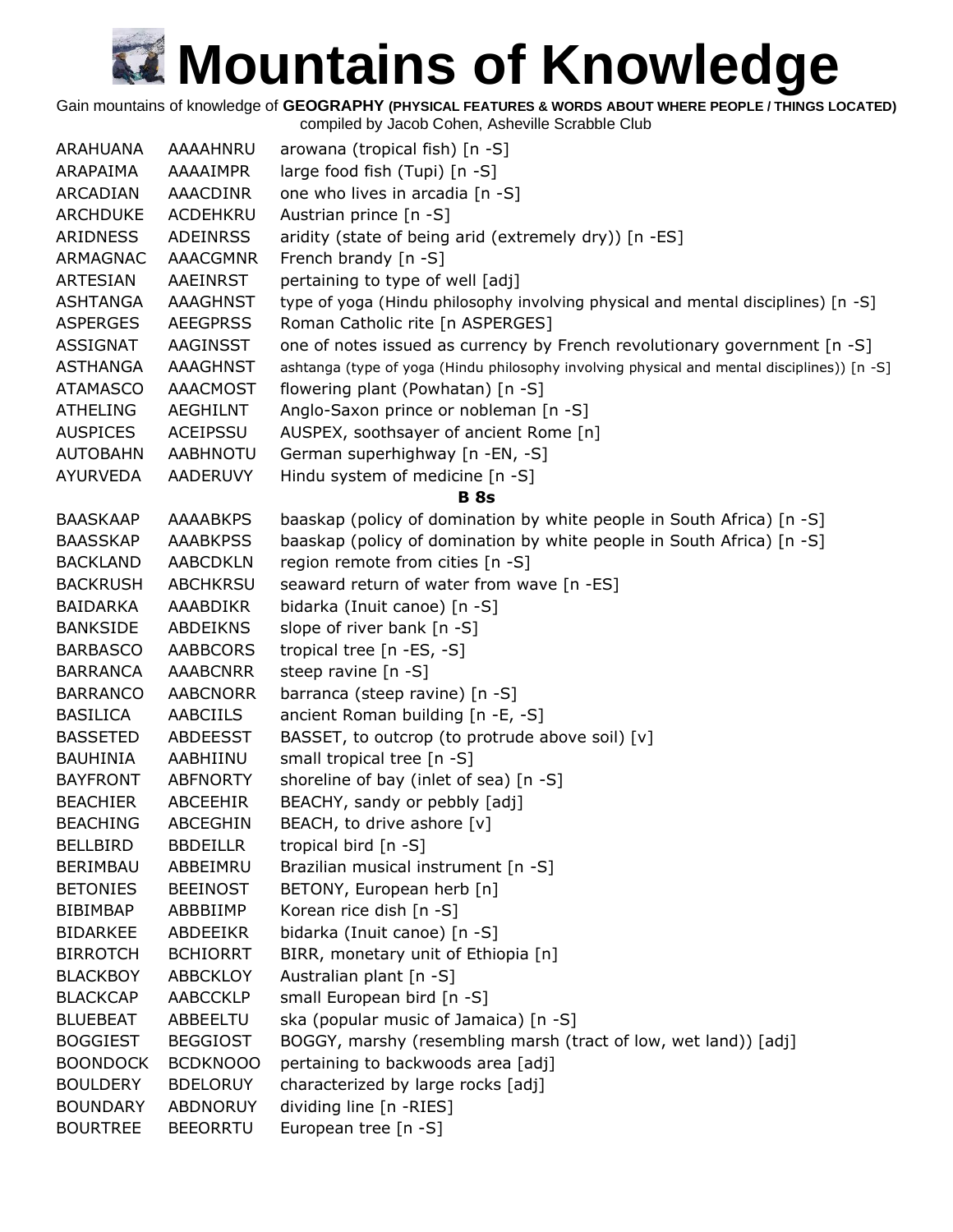# Mountains of Knowledge

Gain mountains of knowledge of **GEOGRAPHY (PHYSICAL FEATURES & WORDS ABOUT WHERE PEOPLE / THINGS LOCATED)**
compiled by Jacob Cohen, Asheville Scrabble Club

| | | |
|---|---|---|
| ARAHUANA | AAAAHNRU | arowana (tropical fish) [n -S] |
| ARAPAIMA | AAAAIMPR | large food fish (Tupi) [n -S] |
| ARCADIAN | AAACDINR | one who lives in arcadia [n -S] |
| ARCHDUKE | ACDEHKRU | Austrian prince [n -S] |
| ARIDNESS | ADEINRSS | aridity (state of being arid (extremely dry)) [n -ES] |
| ARMAGNAC | AAACGMNR | French brandy [n -S] |
| ARTESIAN | AAEINRST | pertaining to type of well [adj] |
| ASHTANGA | AAAGHNST | type of yoga (Hindu philosophy involving physical and mental disciplines) [n -S] |
| ASPERGES | AEEGPRSS | Roman Catholic rite [n ASPERGES] |
| ASSIGNAT | AAGINSST | one of notes issued as currency by French revolutionary government [n -S] |
| ASTHANGA | AAAGHNST | ashtanga (type of yoga (Hindu philosophy involving physical and mental disciplines)) [n -S] |
| ATAMASCO | AAACMOST | flowering plant (Powhatan) [n -S] |
| ATHELING | AEGHILNT | Anglo-Saxon prince or nobleman [n -S] |
| AUSPICES | ACEIPSSU | AUSPEX, soothsayer of ancient Rome [n] |
| AUTOBAHN | AABHNOTU | German superhighway [n -EN, -S] |
| AYURVEDA | AADERUVY | Hindu system of medicine [n -S] |

**B 8s**

| | | |
|---|---|---|
| BAASKAAP | AAAABKPS | baaskap (policy of domination by white people in South Africa) [n -S] |
| BAASSKAP | AAABKPSS | baaskap (policy of domination by white people in South Africa) [n -S] |
| BACKLAND | AABCDKLN | region remote from cities [n -S] |
| BACKRUSH | ABCHKRSU | seaward return of water from wave [n -ES] |
| BAIDARKA | AAABDIKR | bidarka (Inuit canoe) [n -S] |
| BANKSIDE | ABDEIKNS | slope of river bank [n -S] |
| BARBASCO | AABBCORS | tropical tree [n -ES, -S] |
| BARRANCA | AAABCNRR | steep ravine [n -S] |
| BARRANCO | AABCNORR | barranca (steep ravine) [n -S] |
| BASILICA | AABCIILS | ancient Roman building [n -E, -S] |
| BASSETED | ABDEESST | BASSET, to outcrop (to protrude above soil) [v] |
| BAUHINIA | AABHIINU | small tropical tree [n -S] |
| BAYFRONT | ABFNORTY | shoreline of bay (inlet of sea) [n -S] |
| BEACHIER | ABCEEHIR | BEACHY, sandy or pebbly [adj] |
| BEACHING | ABCEGHIN | BEACH, to drive ashore [v] |
| BELLBIRD | BBDEILLR | tropical bird [n -S] |
| BERIMBAU | ABBEIMRU | Brazilian musical instrument [n -S] |
| BETONIES | BEEINOST | BETONY, European herb [n] |
| BIBIMBAP | ABBBIIMP | Korean rice dish [n -S] |
| BIDARKEE | ABDEEIKR | bidarka (Inuit canoe) [n -S] |
| BIRROTCH | BCHIORRT | BIRR, monetary unit of Ethiopia [n] |
| BLACKBOY | ABBCKLOY | Australian plant [n -S] |
| BLACKCAP | AABCCKLP | small European bird [n -S] |
| BLUEBEAT | ABBEELTU | ska (popular music of Jamaica) [n -S] |
| BOGGIEST | BEGGIOST | BOGGY, marshy (resembling marsh (tract of low, wet land)) [adj] |
| BOONDOCK | BCDKNOOO | pertaining to backwoods area [adj] |
| BOULDERY | BDELORUY | characterized by large rocks [adj] |
| BOUNDARY | ABDNORUY | dividing line [n -RIES] |
| BOURTREE | BEEORRTU | European tree [n -S] |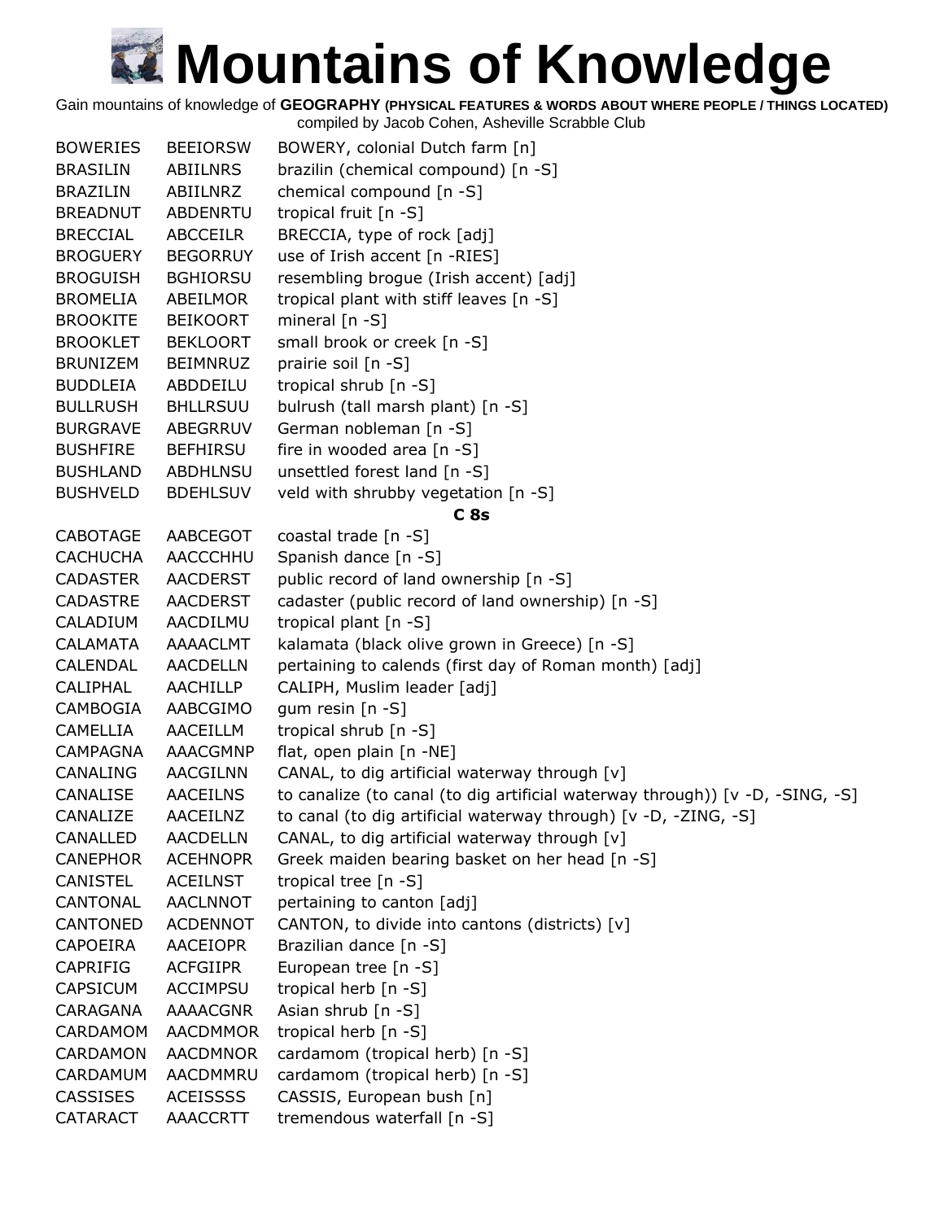# Mountains of Knowledge

Gain mountains of knowledge of **GEOGRAPHY (PHYSICAL FEATURES & WORDS ABOUT WHERE PEOPLE / THINGS LOCATED)**
compiled by Jacob Cohen, Asheville Scrabble Club

| | | |
|---|---|---|
| BOWERIES | BEEIORSW | BOWERY, colonial Dutch farm [n] |
| BRASILIN | ABIILNRS | brazilin (chemical compound) [n -S] |
| BRAZILIN | ABIILNRZ | chemical compound [n -S] |
| BREADNUT | ABDENRTU | tropical fruit [n -S] |
| BRECCIAL | ABCCEILR | BRECCIA, type of rock [adj] |
| BROGUERY | BEGORRUY | use of Irish accent [n -RIES] |
| BROGUISH | BGHIORSU | resembling brogue (Irish accent) [adj] |
| BROMELIA | ABEILMOR | tropical plant with stiff leaves [n -S] |
| BROOKITE | BEIKOORT | mineral [n -S] |
| BROOKLET | BEKLOORT | small brook or creek [n -S] |
| BRUNIZEM | BEIMNRUZ | prairie soil [n -S] |
| BUDDLEIA | ABDDEILU | tropical shrub [n -S] |
| BULLRUSH | BHLLRSUU | bulrush (tall marsh plant) [n -S] |
| BURGRAVE | ABEGRRUV | German nobleman [n -S] |
| BUSHFIRE | BEFHIRSU | fire in wooded area [n -S] |
| BUSHLAND | ABDHLNSU | unsettled forest land [n -S] |
| BUSHVELD | BDEHLSUV | veld with shrubby vegetation [n -S] |
| | | **C 8s** |
| CABOTAGE | AABCEGOT | coastal trade [n -S] |
| CACHUCHA | AACCCHHU | Spanish dance [n -S] |
| CADASTER | AACDERST | public record of land ownership [n -S] |
| CADASTRE | AACDERST | cadaster (public record of land ownership) [n -S] |
| CALADIUM | AACDILMU | tropical plant [n -S] |
| CALAMATA | AAAACLMT | kalamata (black olive grown in Greece) [n -S] |
| CALENDAL | AACDELLN | pertaining to calends (first day of Roman month) [adj] |
| CALIPHAL | AACHILLP | CALIPH, Muslim leader [adj] |
| CAMBOGIA | AABCGIMO | gum resin [n -S] |
| CAMELLIA | AACEILLM | tropical shrub [n -S] |
| CAMPAGNA | AAACGMNP | flat, open plain [n -NE] |
| CANALING | AACGILNN | CANAL, to dig artificial waterway through [v] |
| CANALISE | AACEILNS | to canalize (to canal (to dig artificial waterway through)) [v -D, -SING, -S] |
| CANALIZE | AACEILNZ | to canal (to dig artificial waterway through) [v -D, -ZING, -S] |
| CANALLED | AACDELLN | CANAL, to dig artificial waterway through [v] |
| CANEPHOR | ACEHNOPR | Greek maiden bearing basket on her head [n -S] |
| CANISTEL | ACEILNST | tropical tree [n -S] |
| CANTONAL | AACLNNOT | pertaining to canton [adj] |
| CANTONED | ACDENNOT | CANTON, to divide into cantons (districts) [v] |
| CAPOEIRA | AACEIOPR | Brazilian dance [n -S] |
| CAPRIFIG | ACFGIIPR | European tree [n -S] |
| CAPSICUM | ACCIMPSU | tropical herb [n -S] |
| CARAGANA | AAAACGNR | Asian shrub [n -S] |
| CARDAMOM | AACDMMOR | tropical herb [n -S] |
| CARDAMON | AACDMNOR | cardamom (tropical herb) [n -S] |
| CARDAMUM | AACDMMRU | cardamom (tropical herb) [n -S] |
| CASSISES | ACEISSSS | CASSIS, European bush [n] |
| CATARACT | AAACCRTT | tremendous waterfall [n -S] |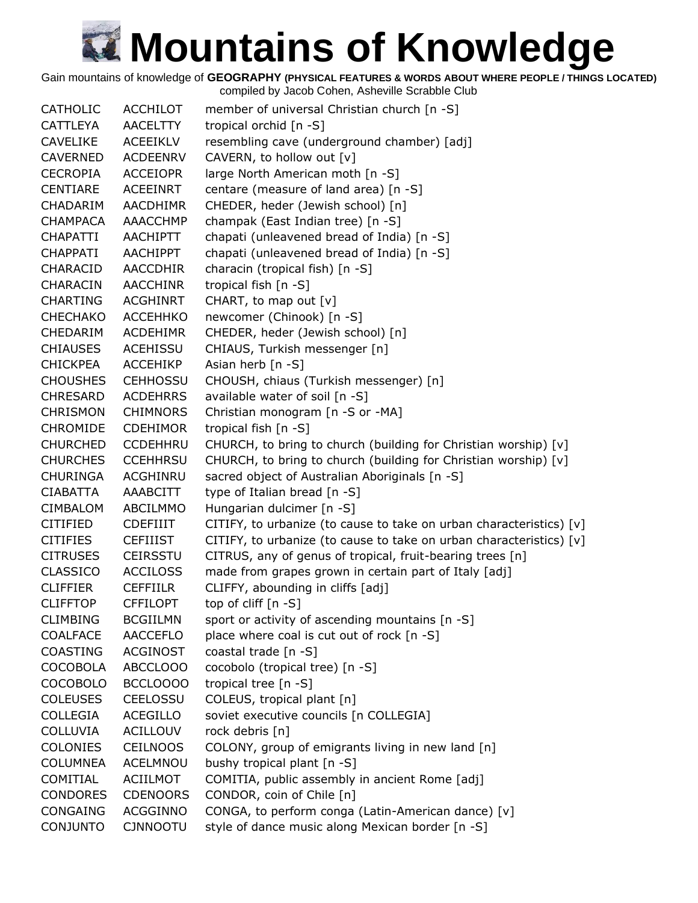# Mountains of Knowledge

Gain mountains of knowledge of **GEOGRAPHY (PHYSICAL FEATURES & WORDS ABOUT WHERE PEOPLE / THINGS LOCATED)**
compiled by Jacob Cohen, Asheville Scrabble Club

| | | |
|---|---|---|
| CATHOLIC | ACCHILOT | member of universal Christian church [n -S] |
| CATTLEYA | AACELTTY | tropical orchid [n -S] |
| CAVELIKE | ACEEIKLV | resembling cave (underground chamber) [adj] |
| CAVERNED | ACDEENRV | CAVERN, to hollow out [v] |
| CECROPIA | ACCEIOPR | large North American moth [n -S] |
| CENTIARE | ACEEINRT | centare (measure of land area) [n -S] |
| CHADARIM | AACDHIMR | CHEDER, heder (Jewish school) [n] |
| CHAMPACA | AAACCHMP | champak (East Indian tree) [n -S] |
| CHAPATTI | AACHIPTT | chapati (unleavened bread of India) [n -S] |
| CHAPPATI | AACHIPPT | chapati (unleavened bread of India) [n -S] |
| CHARACID | AACCDHIR | characin (tropical fish) [n -S] |
| CHARACIN | AACCHINR | tropical fish [n -S] |
| CHARTING | ACGHINRT | CHART, to map out [v] |
| CHECHAKO | ACCEHHKO | newcomer (Chinook) [n -S] |
| CHEDARIM | ACDEHIMR | CHEDER, heder (Jewish school) [n] |
| CHIAUSES | ACEHISSU | CHIAUS, Turkish messenger [n] |
| CHICKPEA | ACCEHIKP | Asian herb [n -S] |
| CHOUSHES | CEHHOSSU | CHOUSH, chiaus (Turkish messenger) [n] |
| CHRESARD | ACDEHRRS | available water of soil [n -S] |
| CHRISMON | CHIMNORS | Christian monogram [n -S or -MA] |
| CHROMIDE | CDEHIMOR | tropical fish [n -S] |
| CHURCHED | CCDEHHRU | CHURCH, to bring to church (building for Christian worship) [v] |
| CHURCHES | CCEHHRSU | CHURCH, to bring to church (building for Christian worship) [v] |
| CHURINGA | ACGHINRU | sacred object of Australian Aboriginals [n -S] |
| CIABATTA | AAABCITT | type of Italian bread [n -S] |
| CIMBALOM | ABCILMMO | Hungarian dulcimer [n -S] |
| CITIFIED | CDEFIIIT | CITIFY, to urbanize (to cause to take on urban characteristics) [v] |
| CITIFIES | CEFIIIST | CITIFY, to urbanize (to cause to take on urban characteristics) [v] |
| CITRUSES | CEIRSSTU | CITRUS, any of genus of tropical, fruit-bearing trees [n] |
| CLASSICO | ACCILOSS | made from grapes grown in certain part of Italy [adj] |
| CLIFFIER | CEFFIILR | CLIFFY, abounding in cliffs [adj] |
| CLIFFTOP | CFFILOPT | top of cliff [n -S] |
| CLIMBING | BCGIILMN | sport or activity of ascending mountains [n -S] |
| COALFACE | AACCEFLO | place where coal is cut out of rock [n -S] |
| COASTING | ACGINOST | coastal trade [n -S] |
| COCOBOLA | ABCCLOOO | cocobolo (tropical tree) [n -S] |
| COCOBOLO | BCCLOOOO | tropical tree [n -S] |
| COLEUSES | CEELOSSU | COLEUS, tropical plant [n] |
| COLLEGIA | ACEGILLO | soviet executive councils [n COLLEGIA] |
| COLLUVIA | ACILLOUV | rock debris [n] |
| COLONIES | CEILNOOS | COLONY, group of emigrants living in new land [n] |
| COLUMNEA | ACELMNOU | bushy tropical plant [n -S] |
| COMITIAL | ACIILMOT | COMITIA, public assembly in ancient Rome [adj] |
| CONDORES | CDENOORS | CONDOR, coin of Chile [n] |
| CONGAING | ACGGINNO | CONGA, to perform conga (Latin-American dance) [v] |
| CONJUNTO | CJNNOOTU | style of dance music along Mexican border [n -S] |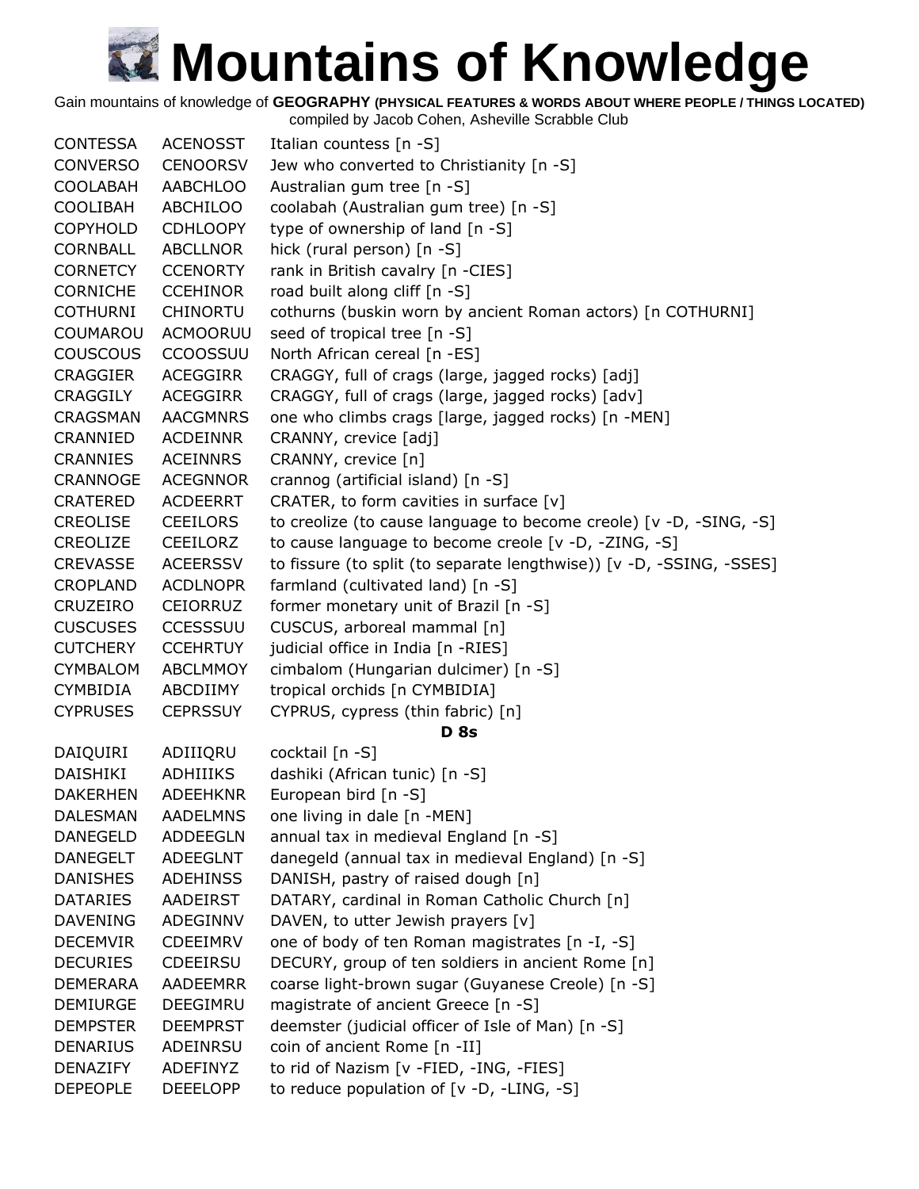# Mountains of Knowledge

Gain mountains of knowledge of **GEOGRAPHY (PHYSICAL FEATURES & WORDS ABOUT WHERE PEOPLE / THINGS LOCATED)**
compiled by Jacob Cohen, Asheville Scrabble Club

| | | |
|---|---|---|
| CONTESSA | ACENOSST | Italian countess [n -S] |
| CONVERSO | CENOORSV | Jew who converted to Christianity [n -S] |
| COOLABAH | AABCHLOO | Australian gum tree [n -S] |
| COOLIBAH | ABCHILOO | coolabah (Australian gum tree) [n -S] |
| COPYHOLD | CDHLOOPY | type of ownership of land [n -S] |
| CORNBALL | ABCLLNOR | hick (rural person) [n -S] |
| CORNETCY | CCENORTY | rank in British cavalry [n -CIES] |
| CORNICHE | CCEHINOR | road built along cliff [n -S] |
| COTHURNI | CHINORTU | cothurns (buskin worn by ancient Roman actors) [n COTHURNI] |
| COUMAROU | ACMOORUU | seed of tropical tree [n -S] |
| COUSCOUS | CCOOSSUU | North African cereal [n -ES] |
| CRAGGIER | ACEGGIRR | CRAGGY, full of crags (large, jagged rocks) [adj] |
| CRAGGILY | ACEGGIRR | CRAGGY, full of crags (large, jagged rocks) [adv] |
| CRAGSMAN | AACGMNRS | one who climbs crags [large, jagged rocks) [n -MEN] |
| CRANNIED | ACDEINNR | CRANNY, crevice [adj] |
| CRANNIES | ACEINNRS | CRANNY, crevice [n] |
| CRANNOGE | ACEGNNOR | crannog (artificial island) [n -S] |
| CRATERED | ACDEERRT | CRATER, to form cavities in surface [v] |
| CREOLISE | CEEILORS | to creolize (to cause language to become creole) [v -D, -SING, -S] |
| CREOLIZE | CEEILORZ | to cause language to become creole [v -D, -ZING, -S] |
| CREVASSE | ACEERSSV | to fissure (to split (to separate lengthwise)) [v -D, -SSING, -SSES] |
| CROPLAND | ACDLNOPR | farmland (cultivated land) [n -S] |
| CRUZEIRO | CEIORRUZ | former monetary unit of Brazil [n -S] |
| CUSCUSES | CCESSSUU | CUSCUS, arboreal mammal [n] |
| CUTCHERY | CCEHRTUY | judicial office in India [n -RIES] |
| CYMBALOM | ABCLMMOY | cimbalom (Hungarian dulcimer) [n -S] |
| CYMBIDIA | ABCDIIMY | tropical orchids [n CYMBIDIA] |
| CYPRUSES | CEPRSSUY | CYPRUS, cypress (thin fabric) [n] |
| | | **D 8s** |
| DAIQUIRI | ADIIIQRU | cocktail [n -S] |
| DAISHIKI | ADHIIIKS | dashiki (African tunic) [n -S] |
| DAKERHEN | ADEEHKNR | European bird [n -S] |
| DALESMAN | AADELMNS | one living in dale [n -MEN] |
| DANEGELD | ADDEEGLN | annual tax in medieval England [n -S] |
| DANEGELT | ADEEGLNT | danegeld (annual tax in medieval England) [n -S] |
| DANISHES | ADEHINSS | DANISH, pastry of raised dough [n] |
| DATARIES | AADEIRST | DATARY, cardinal in Roman Catholic Church [n] |
| DAVENING | ADEGINNV | DAVEN, to utter Jewish prayers [v] |
| DECEMVIR | CDEEIMRV | one of body of ten Roman magistrates [n -I, -S] |
| DECURIES | CDEEIRSU | DECURY, group of ten soldiers in ancient Rome [n] |
| DEMERARA | AADEEMRR | coarse light-brown sugar (Guyanese Creole) [n -S] |
| DEMIURGE | DEEGIMRU | magistrate of ancient Greece [n -S] |
| DEMPSTER | DEEMPRST | deemster (judicial officer of Isle of Man) [n -S] |
| DENARIUS | ADEINRSU | coin of ancient Rome [n -II] |
| DENAZIFY | ADEFINYZ | to rid of Nazism [v -FIED, -ING, -FIES] |
| DEPEOPLE | DEEELOPP | to reduce population of [v -D, -LING, -S] |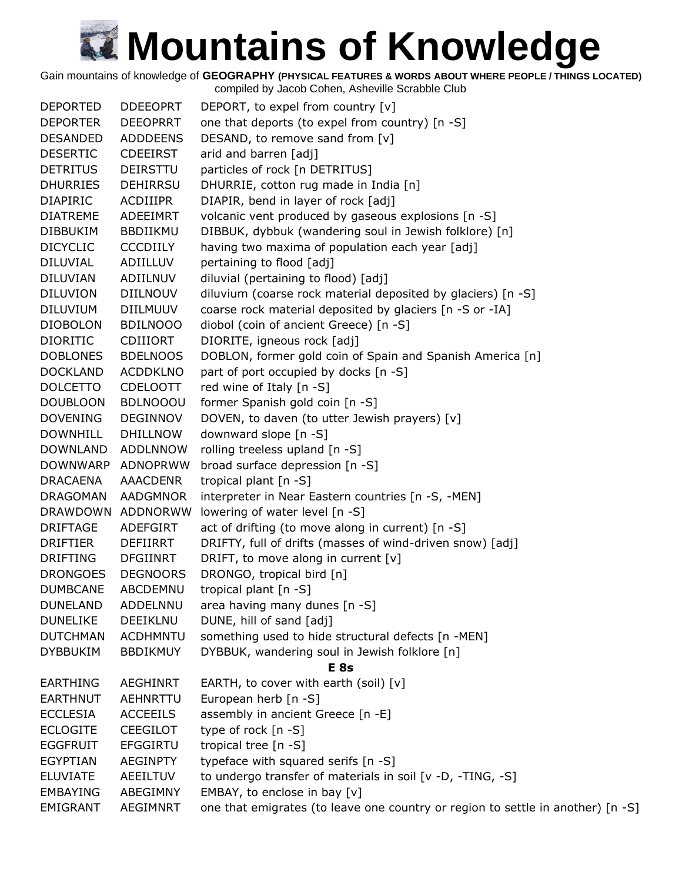# Mountains of Knowledge

Gain mountains of knowledge of **GEOGRAPHY (PHYSICAL FEATURES & WORDS ABOUT WHERE PEOPLE / THINGS LOCATED)**
compiled by Jacob Cohen, Asheville Scrabble Club

| | | |
|---|---|---|
| DEPORTED | DDEEOPRT | DEPORT, to expel from country [v] |
| DEPORTER | DEEOPRRT | one that deports (to expel from country) [n -S] |
| DESANDED | ADDDEENS | DESAND, to remove sand from [v] |
| DESERTIC | CDEEIRST | arid and barren [adj] |
| DETRITUS | DEIRSTTU | particles of rock [n DETRITUS] |
| DHURRIES | DEHIRRSU | DHURRIE, cotton rug made in India [n] |
| DIAPIRIC | ACDIIIPR | DIAPIR, bend in layer of rock [adj] |
| DIATREME | ADEEIMRT | volcanic vent produced by gaseous explosions [n -S] |
| DIBBUKIM | BBDIIKMU | DIBBUK, dybbuk (wandering soul in Jewish folklore) [n] |
| DICYCLIC | CCCDIILY | having two maxima of population each year [adj] |
| DILUVIAL | ADIILLUV | pertaining to flood [adj] |
| DILUVIAN | ADIILNUV | diluvial (pertaining to flood) [adj] |
| DILUVION | DIILNOUV | diluvium (coarse rock material deposited by glaciers) [n -S] |
| DILUVIUM | DIILMUUV | coarse rock material deposited by glaciers [n -S or -IA] |
| DIOBOLON | BDILNOOO | diobol (coin of ancient Greece) [n -S] |
| DIORITIC | CDIIIORT | DIORITE, igneous rock [adj] |
| DOBLONES | BDELNOOS | DOBLON, former gold coin of Spain and Spanish America [n] |
| DOCKLAND | ACDDKLNO | part of port occupied by docks [n -S] |
| DOLCETTO | CDELOOTT | red wine of Italy [n -S] |
| DOUBLOON | BDLNOOOU | former Spanish gold coin [n -S] |
| DOVENING | DEGINNOV | DOVEN, to daven (to utter Jewish prayers) [v] |
| DOWNHILL | DHILLNOW | downward slope [n -S] |
| DOWNLAND | ADDLNNOW | rolling treeless upland [n -S] |
| DOWNWARP | ADNOPRWW | broad surface depression [n -S] |
| DRACAENA | AAACDENR | tropical plant [n -S] |
| DRAGOMAN | AADGMNOR | interpreter in Near Eastern countries [n -S, -MEN] |
| DRAWDOWN | ADDNORWW | lowering of water level [n -S] |
| DRIFTAGE | ADEFGIRT | act of drifting (to move along in current) [n -S] |
| DRIFTIER | DEFIIRRT | DRIFTY, full of drifts (masses of wind-driven snow) [adj] |
| DRIFTING | DFGIINRT | DRIFT, to move along in current [v] |
| DRONGOES | DEGNOORS | DRONGO, tropical bird [n] |
| DUMBCANE | ABCDEMNU | tropical plant [n -S] |
| DUNELAND | ADDELNNU | area having many dunes [n -S] |
| DUNELIKE | DEEIKLNU | DUNE, hill of sand [adj] |
| DUTCHMAN | ACDHMNTU | something used to hide structural defects [n -MEN] |
| DYBBUKIM | BBDIKMUY | DYBBUK, wandering soul in Jewish folklore [n] |
| | | **E 8s** |
| EARTHING | AEGHINRT | EARTH, to cover with earth (soil) [v] |
| EARTHNUT | AEHNRTTU | European herb [n -S] |
| ECCLESIA | ACCEEILS | assembly in ancient Greece [n -E] |
| ECLOGITE | CEEGILOT | type of rock [n -S] |
| EGGFRUIT | EFGGIRTU | tropical tree [n -S] |
| EGYPTIAN | AEGINPTY | typeface with squared serifs [n -S] |
| ELUVIATE | AEEILTUV | to undergo transfer of materials in soil [v -D, -TING, -S] |
| EMBAYING | ABEGIMNY | EMBAY, to enclose in bay [v] |
| EMIGRANT | AEGIMNRT | one that emigrates (to leave one country or region to settle in another) [n -S] |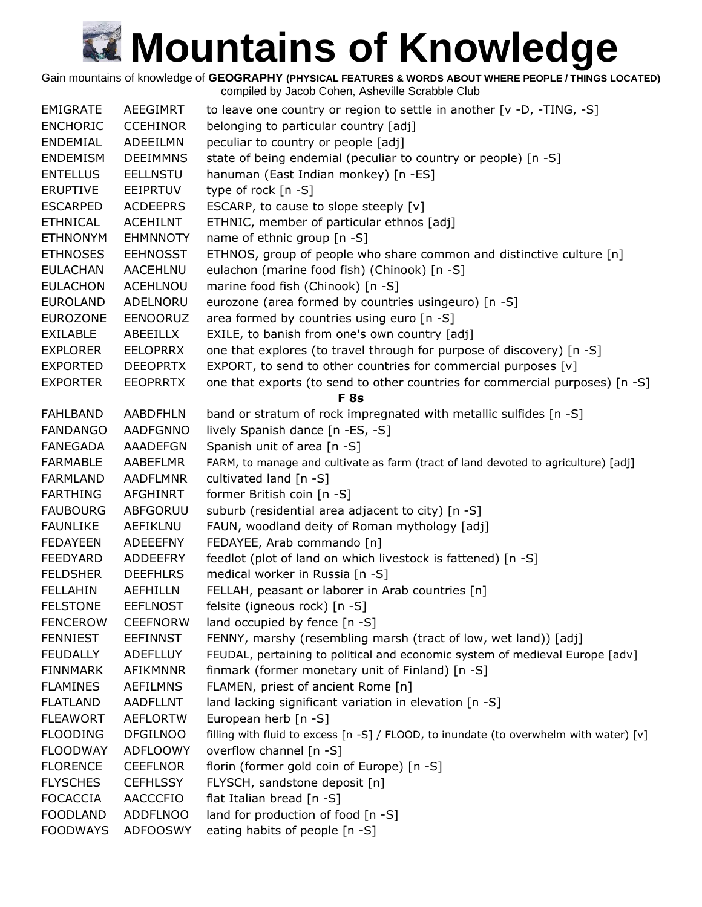# Mountains of Knowledge

Gain mountains of knowledge of **GEOGRAPHY (PHYSICAL FEATURES & WORDS ABOUT WHERE PEOPLE / THINGS LOCATED)**
compiled by Jacob Cohen, Asheville Scrabble Club

| | | |
|---|---|---|
| EMIGRATE | AEEGIMRT | to leave one country or region to settle in another [v -D, -TING, -S] |
| ENCHORIC | CCEHINOR | belonging to particular country [adj] |
| ENDEMIAL | ADEEILMN | peculiar to country or people [adj] |
| ENDEMISM | DEEIMMNS | state of being endemial (peculiar to country or people) [n -S] |
| ENTELLUS | EELLNSTU | hanuman (East Indian monkey) [n -ES] |
| ERUPTIVE | EEIPRTUV | type of rock [n -S] |
| ESCARPED | ACDEEPRS | ESCARP, to cause to slope steeply [v] |
| ETHNICAL | ACEHILNT | ETHNIC, member of particular ethnos [adj] |
| ETHNONYM | EHMNNOTY | name of ethnic group [n -S] |
| ETHNOSES | EEHNOSST | ETHNOS, group of people who share common and distinctive culture [n] |
| EULACHAN | AACEHLNU | eulachon (marine food fish) (Chinook) [n -S] |
| EULACHON | ACEHLNOU | marine food fish (Chinook) [n -S] |
| EUROLAND | ADELNORU | eurozone (area formed by countries usingeuro) [n -S] |
| EUROZONE | EENOORUZ | area formed by countries using euro [n -S] |
| EXILABLE | ABEEILLX | EXILE, to banish from one's own country [adj] |
| EXPLORER | EELOPRRX | one that explores (to travel through for purpose of discovery) [n -S] |
| EXPORTED | DEEOPRTX | EXPORT, to send to other countries for commercial purposes [v] |
| EXPORTER | EEOPRRTX | one that exports (to send to other countries for commercial purposes) [n -S] |
| | | **F 8s** |
| FAHLBAND | AABDFHLN | band or stratum of rock impregnated with metallic sulfides [n -S] |
| FANDANGO | AADFGNNO | lively Spanish dance [n -ES, -S] |
| FANEGADA | AAADEFGN | Spanish unit of area [n -S] |
| FARMABLE | AABEFLMR | FARM, to manage and cultivate as farm (tract of land devoted to agriculture) [adj] |
| FARMLAND | AADFLMNR | cultivated land [n -S] |
| FARTHING | AFGHINRT | former British coin [n -S] |
| FAUBOURG | ABFGORUU | suburb (residential area adjacent to city) [n -S] |
| FAUNLIKE | AEFIKLNU | FAUN, woodland deity of Roman mythology [adj] |
| FEDAYEEN | ADEEEFNY | FEDAYEE, Arab commando [n] |
| FEEDYARD | ADDEEFRY | feedlot (plot of land on which livestock is fattened) [n -S] |
| FELDSHER | DEEFHLRS | medical worker in Russia [n -S] |
| FELLAHIN | AEFHILLN | FELLAH, peasant or laborer in Arab countries [n] |
| FELSTONE | EEFLNOST | felsite (igneous rock) [n -S] |
| FENCEROW | CEEFNORW | land occupied by fence [n -S] |
| FENNIEST | EEFINNST | FENNY, marshy (resembling marsh (tract of low, wet land)) [adj] |
| FEUDALLY | ADEFLLUY | FEUDAL, pertaining to political and economic system of medieval Europe [adv] |
| FINNMARK | AFIKMNNR | finmark (former monetary unit of Finland) [n -S] |
| FLAMINES | AEFILMNS | FLAMEN, priest of ancient Rome [n] |
| FLATLAND | AADFLLNT | land lacking significant variation in elevation [n -S] |
| FLEAWORT | AEFLORTW | European herb [n -S] |
| FLOODING | DFGILNOO | filling with fluid to excess [n -S] / FLOOD, to inundate (to overwhelm with water) [v] |
| FLOODWAY | ADFLOOWY | overflow channel [n -S] |
| FLORENCE | CEEFLNOR | florin (former gold coin of Europe) [n -S] |
| FLYSCHES | CEFHLSSY | FLYSCH, sandstone deposit [n] |
| FOCACCIA | AACCCFIO | flat Italian bread [n -S] |
| FOODLAND | ADDFLNOO | land for production of food [n -S] |
| FOODWAYS | ADFOOSWY | eating habits of people [n -S] |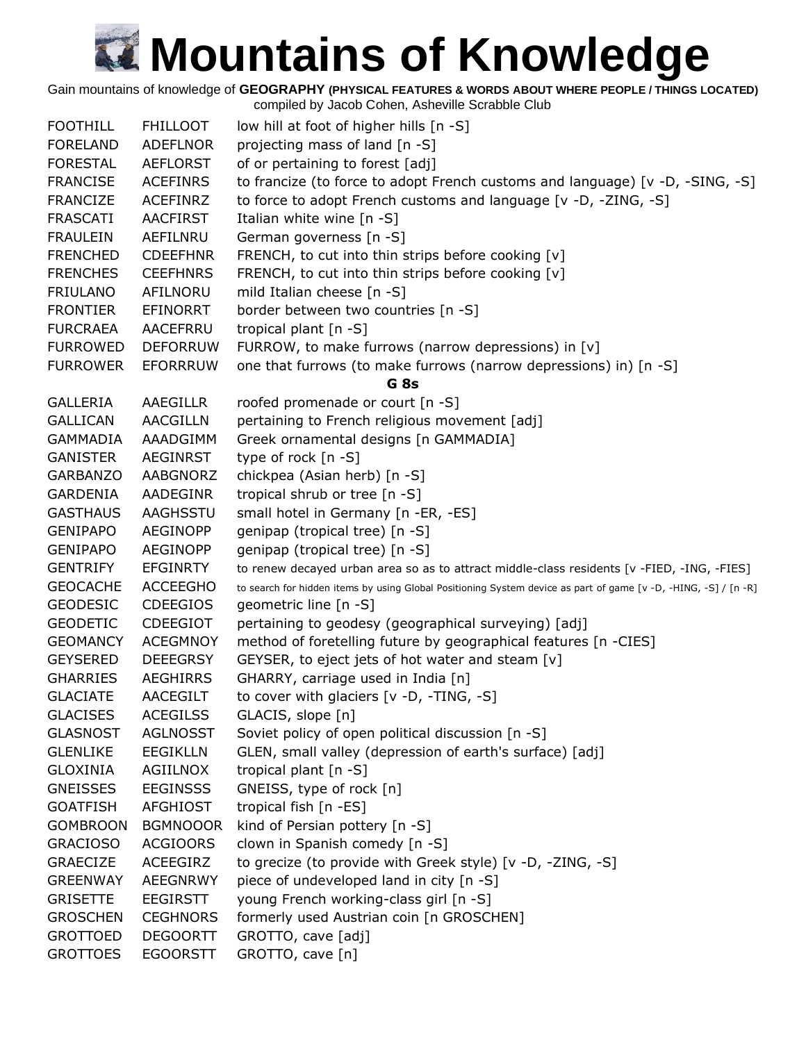# Mountains of Knowledge

Gain mountains of knowledge of **GEOGRAPHY (PHYSICAL FEATURES & WORDS ABOUT WHERE PEOPLE / THINGS LOCATED)**
compiled by Jacob Cohen, Asheville Scrabble Club

| | | |
|---|---|---|
| FOOTHILL | FHILLOOT | low hill at foot of higher hills [n -S] |
| FORELAND | ADEFLNOR | projecting mass of land [n -S] |
| FORESTAL | AEFLORST | of or pertaining to forest [adj] |
| FRANCISE | ACEFINRS | to francize (to force to adopt French customs and language) [v -D, -SING, -S] |
| FRANCIZE | ACEFINRZ | to force to adopt French customs and language [v -D, -ZING, -S] |
| FRASCATI | AACFIRST | Italian white wine [n -S] |
| FRAULEIN | AEFILNRU | German governess [n -S] |
| FRENCHED | CDEEFHNR | FRENCH, to cut into thin strips before cooking [v] |
| FRENCHES | CEEFHNRS | FRENCH, to cut into thin strips before cooking [v] |
| FRIULANO | AFILNORU | mild Italian cheese [n -S] |
| FRONTIER | EFINORRT | border between two countries [n -S] |
| FURCRAEA | AACEFRRU | tropical plant [n -S] |
| FURROWED | DEFORRUW | FURROW, to make furrows (narrow depressions) in [v] |
| FURROWER | EFORRRUW | one that furrows (to make furrows (narrow depressions) in) [n -S] |

**G 8s**

| | | |
|---|---|---|
| GALLERIA | AAEGILLR | roofed promenade or court [n -S] |
| GALLICAN | AACGILLN | pertaining to French religious movement [adj] |
| GAMMADIA | AAADGIMM | Greek ornamental designs [n GAMMADIA] |
| GANISTER | AEGINRST | type of rock [n -S] |
| GARBANZO | AABGNORZ | chickpea (Asian herb) [n -S] |
| GARDENIA | AADEGINR | tropical shrub or tree [n -S] |
| GASTHAUS | AAGHSSTU | small hotel in Germany [n -ER, -ES] |
| GENIPAPO | AEGINOPP | genipap (tropical tree) [n -S] |
| GENIPAPO | AEGINOPP | genipap (tropical tree) [n -S] |
| GENTRIFY | EFGINRTY | to renew decayed urban area so as to attract middle-class residents [v -FIED, -ING, -FIES] |
| GEOCACHE | ACCEEGHO | to search for hidden items by using Global Positioning System device as part of game [v -D, -HING, -S] / [n -R] |
| GEODESIC | CDEEGIOS | geometric line [n -S] |
| GEODETIC | CDEEGIOT | pertaining to geodesy (geographical surveying) [adj] |
| GEOMANCY | ACEGMNOY | method of foretelling future by geographical features [n -CIES] |
| GEYSERED | DEEEGRSY | GEYSER, to eject jets of hot water and steam [v] |
| GHARRIES | AEGHIRRS | GHARRY, carriage used in India [n] |
| GLACIATE | AACEGILT | to cover with glaciers [v -D, -TING, -S] |
| GLACISES | ACEGILSS | GLACIS, slope [n] |
| GLASNOST | AGLNOSST | Soviet policy of open political discussion [n -S] |
| GLENLIKE | EEGIKLLN | GLEN, small valley (depression of earth's surface) [adj] |
| GLOXINIA | AGIILNOX | tropical plant [n -S] |
| GNEISSES | EEGINSSS | GNEISS, type of rock [n] |
| GOATFISH | AFGHIOST | tropical fish [n -ES] |
| GOMBROON | BGMNOOOR | kind of Persian pottery [n -S] |
| GRACIOSO | ACGIOORS | clown in Spanish comedy [n -S] |
| GRAECIZE | ACEEGIRZ | to grecize (to provide with Greek style) [v -D, -ZING, -S] |
| GREENWAY | AEEGNRWY | piece of undeveloped land in city [n -S] |
| GRISETTE | EEGIRSTT | young French working-class girl [n -S] |
| GROSCHEN | CEGHNORS | formerly used Austrian coin [n GROSCHEN] |
| GROTTOED | DEGOORTT | GROTTO, cave [adj] |
| GROTTOES | EGOORSTT | GROTTO, cave [n] |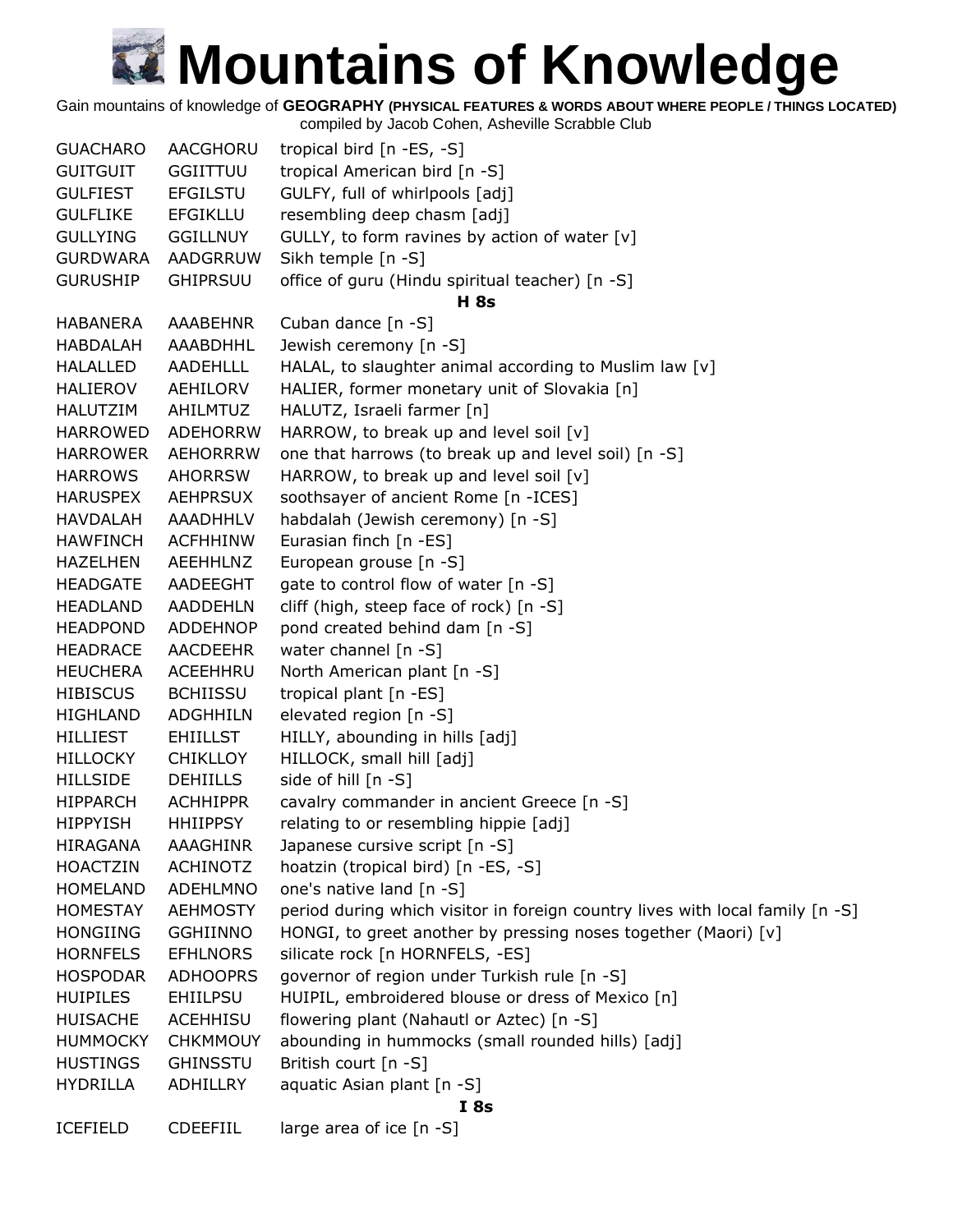# Mountains of Knowledge

Gain mountains of knowledge of **GEOGRAPHY (PHYSICAL FEATURES & WORDS ABOUT WHERE PEOPLE / THINGS LOCATED)**
compiled by Jacob Cohen, Asheville Scrabble Club

| | | |
|---|---|---|
| GUACHARO | AACGHORU | tropical bird [n -ES, -S] |
| GUITGUIT | GGIITTUU | tropical American bird [n -S] |
| GULFIEST | EFGILSTU | GULFY, full of whirlpools [adj] |
| GULFLIKE | EFGIKLLU | resembling deep chasm [adj] |
| GULLYING | GGILLNUY | GULLY, to form ravines by action of water [v] |
| GURDWARA | AADGRRUW | Sikh temple [n -S] |
| GURUSHIP | GHIPRSUU | office of guru (Hindu spiritual teacher) [n -S] |
| | | **H 8s** |
| HABANERA | AAABEHNR | Cuban dance [n -S] |
| HABDALAH | AAABDHHL | Jewish ceremony [n -S] |
| HALALLED | AADEHLLL | HALAL, to slaughter animal according to Muslim law [v] |
| HALIEROV | AEHILORV | HALIER, former monetary unit of Slovakia [n] |
| HALUTZIM | AHILMTUZ | HALUTZ, Israeli farmer [n] |
| HARROWED | ADEHORRW | HARROW, to break up and level soil [v] |
| HARROWER | AEHORRRW | one that harrows (to break up and level soil) [n -S] |
| HARROWS | AHORRSW | HARROW, to break up and level soil [v] |
| HARUSPEX | AEHPRSUX | soothsayer of ancient Rome [n -ICES] |
| HAVDALAH | AAADHHLV | habdalah (Jewish ceremony) [n -S] |
| HAWFINCH | ACFHHINW | Eurasian finch [n -ES] |
| HAZELHEN | AEEHHLNZ | European grouse [n -S] |
| HEADGATE | AADEEGHT | gate to control flow of water [n -S] |
| HEADLAND | AADDEHLN | cliff (high, steep face of rock) [n -S] |
| HEADPOND | ADDEHNOP | pond created behind dam [n -S] |
| HEADRACE | AACDEEHR | water channel [n -S] |
| HEUCHERA | ACEEHHRU | North American plant [n -S] |
| HIBISCUS | BCHIISSU | tropical plant [n -ES] |
| HIGHLAND | ADGHHILN | elevated region [n -S] |
| HILLIEST | EHIILLST | HILLY, abounding in hills [adj] |
| HILLOCKY | CHIKLLOY | HILLOCK, small hill [adj] |
| HILLSIDE | DEHIILLS | side of hill [n -S] |
| HIPPARCH | ACHHIPPR | cavalry commander in ancient Greece [n -S] |
| HIPPYISH | HHIIPPSY | relating to or resembling hippie [adj] |
| HIRAGANA | AAAGHINR | Japanese cursive script [n -S] |
| HOACTZIN | ACHINOTZ | hoatzin (tropical bird) [n -ES, -S] |
| HOMELAND | ADEHLMNO | one's native land [n -S] |
| HOMESTAY | AEHMOSTY | period during which visitor in foreign country lives with local family [n -S] |
| HONGIING | GGHIINNO | HONGI, to greet another by pressing noses together (Maori) [v] |
| HORNFELS | EFHLNORS | silicate rock [n HORNFELS, -ES] |
| HOSPODAR | ADHOOPRS | governor of region under Turkish rule [n -S] |
| HUIPILES | EHIILPSU | HUIPIL, embroidered blouse or dress of Mexico [n] |
| HUISACHE | ACEHHISU | flowering plant (Nahautl or Aztec) [n -S] |
| HUMMOCKY | CHKMMOUY | abounding in hummocks (small rounded hills) [adj] |
| HUSTINGS | GHINSSTU | British court [n -S] |
| HYDRILLA | ADHILLRY | aquatic Asian plant [n -S] |
| | | **I 8s** |
| ICEFIELD | CDEEFIIL | large area of ice [n -S] |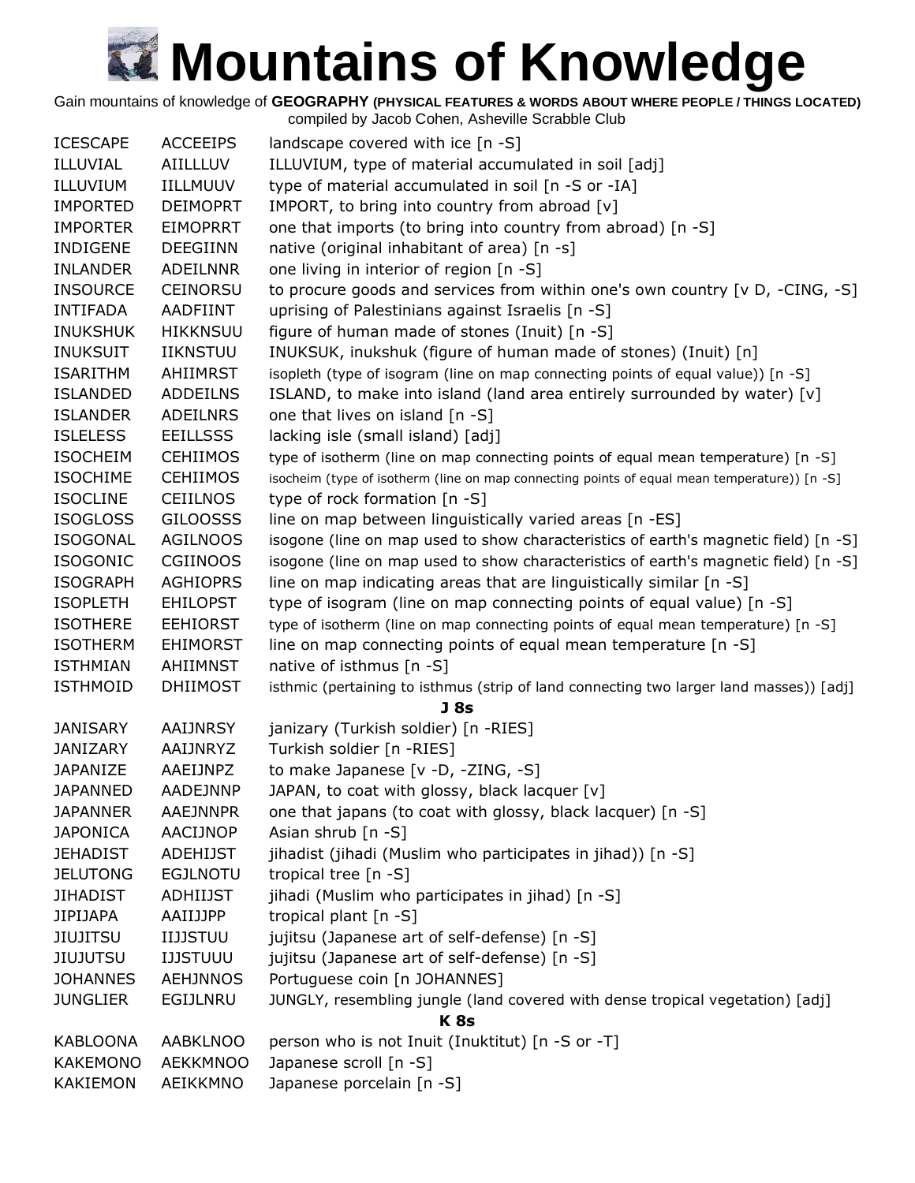# Mountains of Knowledge

Gain mountains of knowledge of **GEOGRAPHY (PHYSICAL FEATURES & WORDS ABOUT WHERE PEOPLE / THINGS LOCATED)**
compiled by Jacob Cohen, Asheville Scrabble Club

| | | |
|---|---|---|
| ICESCAPE | ACCEEIPS | landscape covered with ice [n -S] |
| ILLUVIAL | AIILLLUV | ILLUVIUM, type of material accumulated in soil [adj] |
| ILLUVIUM | IILLMUUV | type of material accumulated in soil [n -S or -IA] |
| IMPORTED | DEIMOPRT | IMPORT, to bring into country from abroad [v] |
| IMPORTER | EIMOPRRT | one that imports (to bring into country from abroad) [n -S] |
| INDIGENE | DEEGIINN | native (original inhabitant of area) [n -s] |
| INLANDER | ADEILNNR | one living in interior of region [n -S] |
| INSOURCE | CEINORSU | to procure goods and services from within one's own country [v D, -CING, -S] |
| INTIFADA | AADFIINT | uprising of Palestinians against Israelis [n -S] |
| INUKSHUK | HIKKNSUU | figure of human made of stones (Inuit) [n -S] |
| INUKSUIT | IIKNSTUU | INUKSUK, inukshuk (figure of human made of stones) (Inuit) [n] |
| ISARITHM | AHIIMRST | isopleth (type of isogram (line on map connecting points of equal value)) [n -S] |
| ISLANDED | ADDEILNS | ISLAND, to make into island (land area entirely surrounded by water) [v] |
| ISLANDER | ADEILNRS | one that lives on island [n -S] |
| ISLELESS | EEILLSSS | lacking isle (small island) [adj] |
| ISOCHEIM | CEHIIMOS | type of isotherm (line on map connecting points of equal mean temperature) [n -S] |
| ISOCHIME | CEHIIMOS | isocheim (type of isotherm (line on map connecting points of equal mean temperature)) [n -S] |
| ISOCLINE | CEIILNOS | type of rock formation [n -S] |
| ISOGLOSS | GILOOSSS | line on map between linguistically varied areas [n -ES] |
| ISOGONAL | AGILNOOS | isogone (line on map used to show characteristics of earth's magnetic field) [n -S] |
| ISOGONIC | CGIINOOS | isogone (line on map used to show characteristics of earth's magnetic field) [n -S] |
| ISOGRAPH | AGHIOPRS | line on map indicating areas that are linguistically similar [n -S] |
| ISOPLETH | EHILOPST | type of isogram (line on map connecting points of equal value) [n -S] |
| ISOTHERE | EEHIORST | type of isotherm (line on map connecting points of equal mean temperature) [n -S] |
| ISOTHERM | EHIMORST | line on map connecting points of equal mean temperature [n -S] |
| ISTHMIAN | AHIIMNST | native of isthmus [n -S] |
| ISTHMOID | DHIIMOST | isthmic (pertaining to isthmus (strip of land connecting two larger land masses)) [adj] |
| | | **J 8s** |
| JANISARY | AAIJNRSY | janizary (Turkish soldier) [n -RIES] |
| JANIZARY | AAIJNRYZ | Turkish soldier [n -RIES] |
| JAPANIZE | AAEIJNPZ | to make Japanese [v -D, -ZING, -S] |
| JAPANNED | AADEJNNP | JAPAN, to coat with glossy, black lacquer [v] |
| JAPANNER | AAEJNNPR | one that japans (to coat with glossy, black lacquer) [n -S] |
| JAPONICA | AACIJNOP | Asian shrub [n -S] |
| JEHADIST | ADEHIJST | jihadist (jihadi (Muslim who participates in jihad)) [n -S] |
| JELUTONG | EGJLNOTU | tropical tree [n -S] |
| JIHADIST | ADHIIJST | jihadi (Muslim who participates in jihad) [n -S] |
| JIPIJAPA | AAIIJJPP | tropical plant [n -S] |
| JIUJITSU | IIJJSTUU | jujitsu (Japanese art of self-defense) [n -S] |
| JIUJUTSU | IJJSTUUU | jujitsu (Japanese art of self-defense) [n -S] |
| JOHANNES | AEHJNNOS | Portuguese coin [n JOHANNES] |
| JUNGLIER | EGIJLNRU | JUNGLY, resembling jungle (land covered with dense tropical vegetation) [adj] |
| | | **K 8s** |
| KABLOONA | AABKLNOO | person who is not Inuit (Inuktitut) [n -S or -T] |
| KAKEMONO | AEKKMNOO | Japanese scroll [n -S] |
| KAKIEMON | AEIKKMNO | Japanese porcelain [n -S] |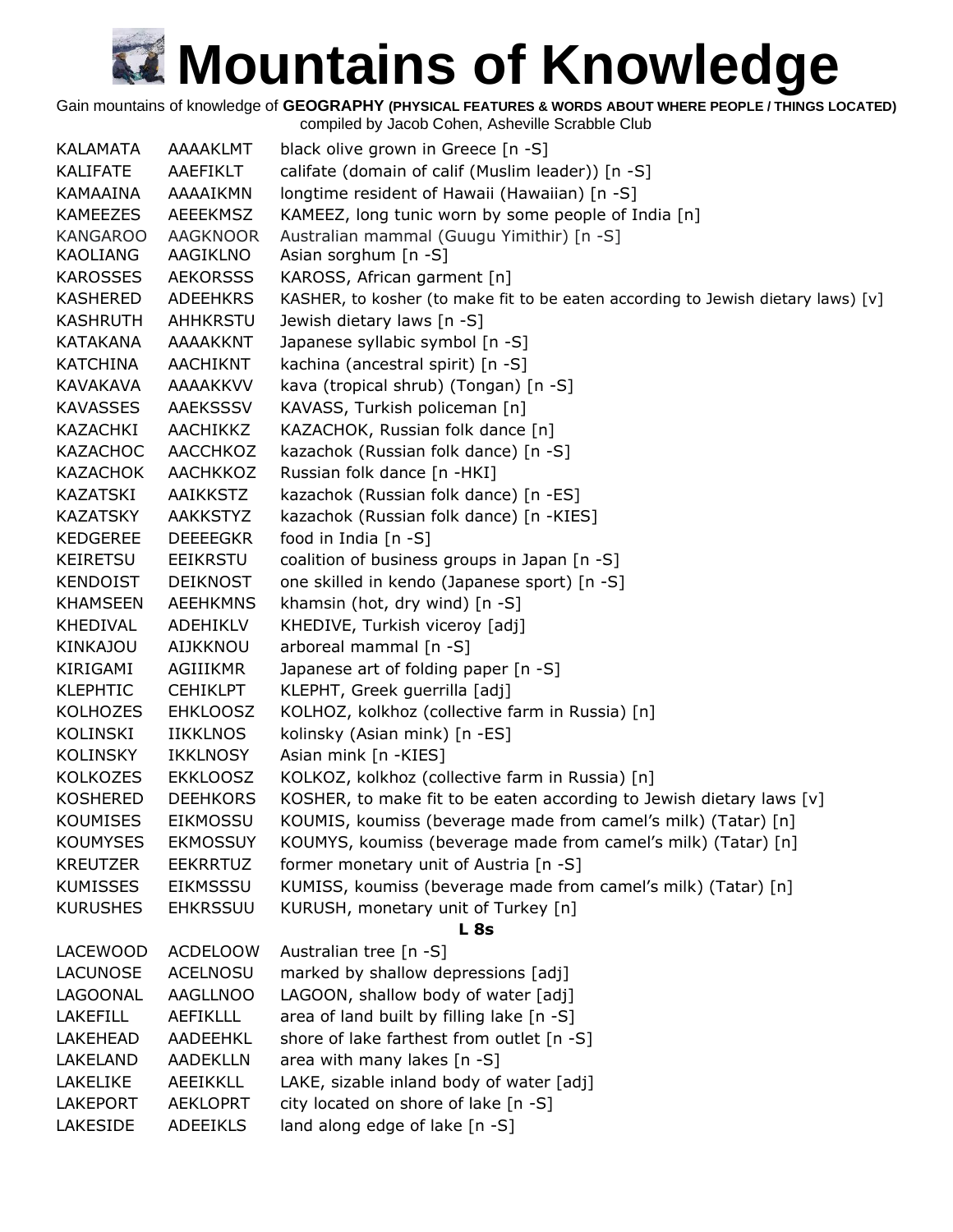# Mountains of Knowledge

Gain mountains of knowledge of **GEOGRAPHY (PHYSICAL FEATURES & WORDS ABOUT WHERE PEOPLE / THINGS LOCATED)**
compiled by Jacob Cohen, Asheville Scrabble Club

| | | |
|---|---|---|
| KALAMATA | AAAAKLMT | black olive grown in Greece [n -S] |
| KALIFATE | AAEFIKLT | califate (domain of calif (Muslim leader)) [n -S] |
| KAMAAINA | AAAAIKMN | longtime resident of Hawaii (Hawaiian) [n -S] |
| KAMEEZES | AEEEKMSZ | KAMEEZ, long tunic worn by some people of India [n] |
| KANGAROO | AAGKNOOR | Australian mammal (Guugu Yimithir) [n -S] |
| KAOLIANG | AAGIKLNO | Asian sorghum [n -S] |
| KAROSSES | AEKORSSS | KAROSS, African garment [n] |
| KASHERED | ADEEHKRS | KASHER, to kosher (to make fit to be eaten according to Jewish dietary laws) [v] |
| KASHRUTH | AHHKRSTU | Jewish dietary laws [n -S] |
| KATAKANA | AAAAKKNT | Japanese syllabic symbol [n -S] |
| KATCHINA | AACHIKNT | kachina (ancestral spirit) [n -S] |
| KAVAKAVA | AAAAKKVV | kava (tropical shrub) (Tongan) [n -S] |
| KAVASSES | AAEKSSSV | KAVASS, Turkish policeman [n] |
| KAZACHKI | AACHIKKZ | KAZACHOK, Russian folk dance [n] |
| KAZACHOC | AACCHKOZ | kazachok (Russian folk dance) [n -S] |
| KAZACHOK | AACHKKOZ | Russian folk dance [n -HKI] |
| KAZATSKI | AAIKKSTZ | kazachok (Russian folk dance) [n -ES] |
| KAZATSKY | AAKKSTYZ | kazachok (Russian folk dance) [n -KIES] |
| KEDGEREE | DEEEEGKR | food in India [n -S] |
| KEIRETSU | EEIKRSTU | coalition of business groups in Japan [n -S] |
| KENDOIST | DEIKNOST | one skilled in kendo (Japanese sport) [n -S] |
| KHAMSEEN | AEEHKMNS | khamsin (hot, dry wind) [n -S] |
| KHEDIVAL | ADEHIKLV | KHEDIVE, Turkish viceroy [adj] |
| KINKAJOU | AIJKKNOU | arboreal mammal [n -S] |
| KIRIGAMI | AGIIIKMR | Japanese art of folding paper [n -S] |
| KLEPHTIC | CEHIKLPT | KLEPHT, Greek guerrilla [adj] |
| KOLHOZES | EHKLOOSZ | KOLHOZ, kolkhoz (collective farm in Russia) [n] |
| KOLINSKI | IIKKLNOS | kolinsky (Asian mink) [n -ES] |
| KOLINSKY | IKKLNOSY | Asian mink [n -KIES] |
| KOLKOZES | EKKLOOSZ | KOLKOZ, kolkhoz (collective farm in Russia) [n] |
| KOSHERED | DEEHKORS | KOSHER, to make fit to be eaten according to Jewish dietary laws [v] |
| KOUMISES | EIKMOSSU | KOUMIS, koumiss (beverage made from camel's milk) (Tatar) [n] |
| KOUMYSES | EKMOSSUY | KOUMYS, koumiss (beverage made from camel's milk) (Tatar) [n] |
| KREUTZER | EEKRRTUZ | former monetary unit of Austria [n -S] |
| KUMISSES | EIKMSSSU | KUMISS, koumiss (beverage made from camel's milk) (Tatar) [n] |
| KURUSHES | EHKRSSUU | KURUSH, monetary unit of Turkey [n] |
| | | **L 8s** |
| LACEWOOD | ACDELOOW | Australian tree [n -S] |
| LACUNOSE | ACELNOSU | marked by shallow depressions [adj] |
| LAGOONAL | AAGLLNOO | LAGOON, shallow body of water [adj] |
| LAKEFILL | AEFIKLLL | area of land built by filling lake [n -S] |
| LAKEHEAD | AADEEHKL | shore of lake farthest from outlet [n -S] |
| LAKELAND | AADEKLLN | area with many lakes [n -S] |
| LAKELIKE | AEEIKKLL | LAKE, sizable inland body of water [adj] |
| LAKEPORT | AEKLOPRT | city located on shore of lake [n -S] |
| LAKESIDE | ADEEIKLS | land along edge of lake [n -S] |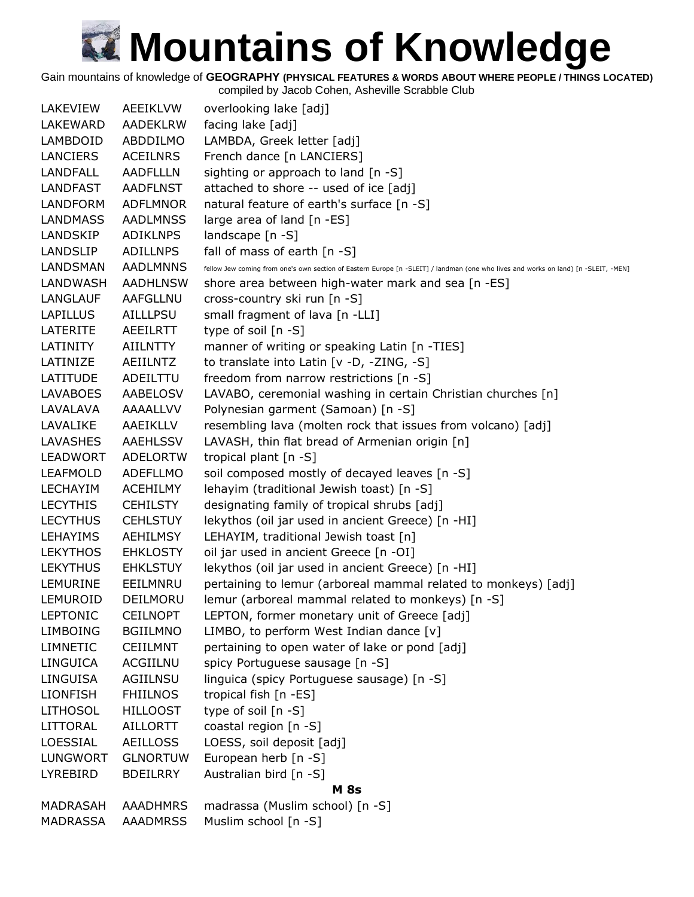# Mountains of Knowledge

Gain mountains of knowledge of **GEOGRAPHY (PHYSICAL FEATURES & WORDS ABOUT WHERE PEOPLE / THINGS LOCATED)**
compiled by Jacob Cohen, Asheville Scrabble Club

| | | |
|---|---|---|
| LAKEVIEW | AEEIKLVW | overlooking lake [adj] |
| LAKEWARD | AADEKLRW | facing lake [adj] |
| LAMBDOID | ABDDILMO | LAMBDA, Greek letter [adj] |
| LANCIERS | ACEILNRS | French dance [n LANCIERS] |
| LANDFALL | AADFLLLN | sighting or approach to land [n -S] |
| LANDFAST | AADFLNST | attached to shore -- used of ice [adj] |
| LANDFORM | ADFLMNOR | natural feature of earth's surface [n -S] |
| LANDMASS | AADLMNSS | large area of land [n -ES] |
| LANDSKIP | ADIKLNPS | landscape [n -S] |
| LANDSLIP | ADILLNPS | fall of mass of earth [n -S] |
| LANDSMAN | AADLMNNS | fellow Jew coming from one's own section of Eastern Europe [n -SLEIT] / landman (one who lives and works on land) [n -SLEIT, -MEN] |
| LANDWASH | AADHLNSW | shore area between high-water mark and sea [n -ES] |
| LANGLAUF | AAFGLLNU | cross-country ski run [n -S] |
| LAPILLUS | AILLLPSU | small fragment of lava [n -LLI] |
| LATERITE | AEEILRTT | type of soil [n -S] |
| LATINITY | AIILNTTY | manner of writing or speaking Latin [n -TIES] |
| LATINIZE | AEIILNTZ | to translate into Latin [v -D, -ZING, -S] |
| LATITUDE | ADEILTTU | freedom from narrow restrictions [n -S] |
| LAVABOES | AABELOSV | LAVABO, ceremonial washing in certain Christian churches [n] |
| LAVALAVA | AAAALLVV | Polynesian garment (Samoan) [n -S] |
| LAVALIKE | AAEIKLLV | resembling lava (molten rock that issues from volcano) [adj] |
| LAVASHES | AAEHLSSV | LAVASH, thin flat bread of Armenian origin [n] |
| LEADWORT | ADELORTW | tropical plant [n -S] |
| LEAFMOLD | ADEFLLMO | soil composed mostly of decayed leaves [n -S] |
| LECHAYIM | ACEHILMY | lehayim (traditional Jewish toast) [n -S] |
| LECYTHIS | CEHILSTY | designating family of tropical shrubs [adj] |
| LECYTHUS | CEHLSTUY | lekythos (oil jar used in ancient Greece) [n -HI] |
| LEHAYIMS | AEHILMSY | LEHAYIM, traditional Jewish toast [n] |
| LEKYTHOS | EHKLOSTY | oil jar used in ancient Greece [n -OI] |
| LEKYTHUS | EHKLSTUY | lekythos (oil jar used in ancient Greece) [n -HI] |
| LEMURINE | EEILMNRU | pertaining to lemur (arboreal mammal related to monkeys) [adj] |
| LEMUROID | DEILMORU | lemur (arboreal mammal related to monkeys) [n -S] |
| LEPTONIC | CEILNOPT | LEPTON, former monetary unit of Greece [adj] |
| LIMBOING | BGIILMNO | LIMBO, to perform West Indian dance [v] |
| LIMNETIC | CEIILMNT | pertaining to open water of lake or pond [adj] |
| LINGUICA | ACGIILNU | spicy Portuguese sausage [n -S] |
| LINGUISA | AGIILNSU | linguica (spicy Portuguese sausage) [n -S] |
| LIONFISH | FHIILNOS | tropical fish [n -ES] |
| LITHOSOL | HILLOOST | type of soil [n -S] |
| LITTORAL | AILLORTT | coastal region [n -S] |
| LOESSIAL | AEILLOSS | LOESS, soil deposit [adj] |
| LUNGWORT | GLNORTUW | European herb [n -S] |
| LYREBIRD | BDEILRRY | Australian bird [n -S] |
| | | **M 8s** |
| MADRASAH | AAADHMRS | madrassa (Muslim school) [n -S] |
| MADRASSA | AAADMRSS | Muslim school [n -S] |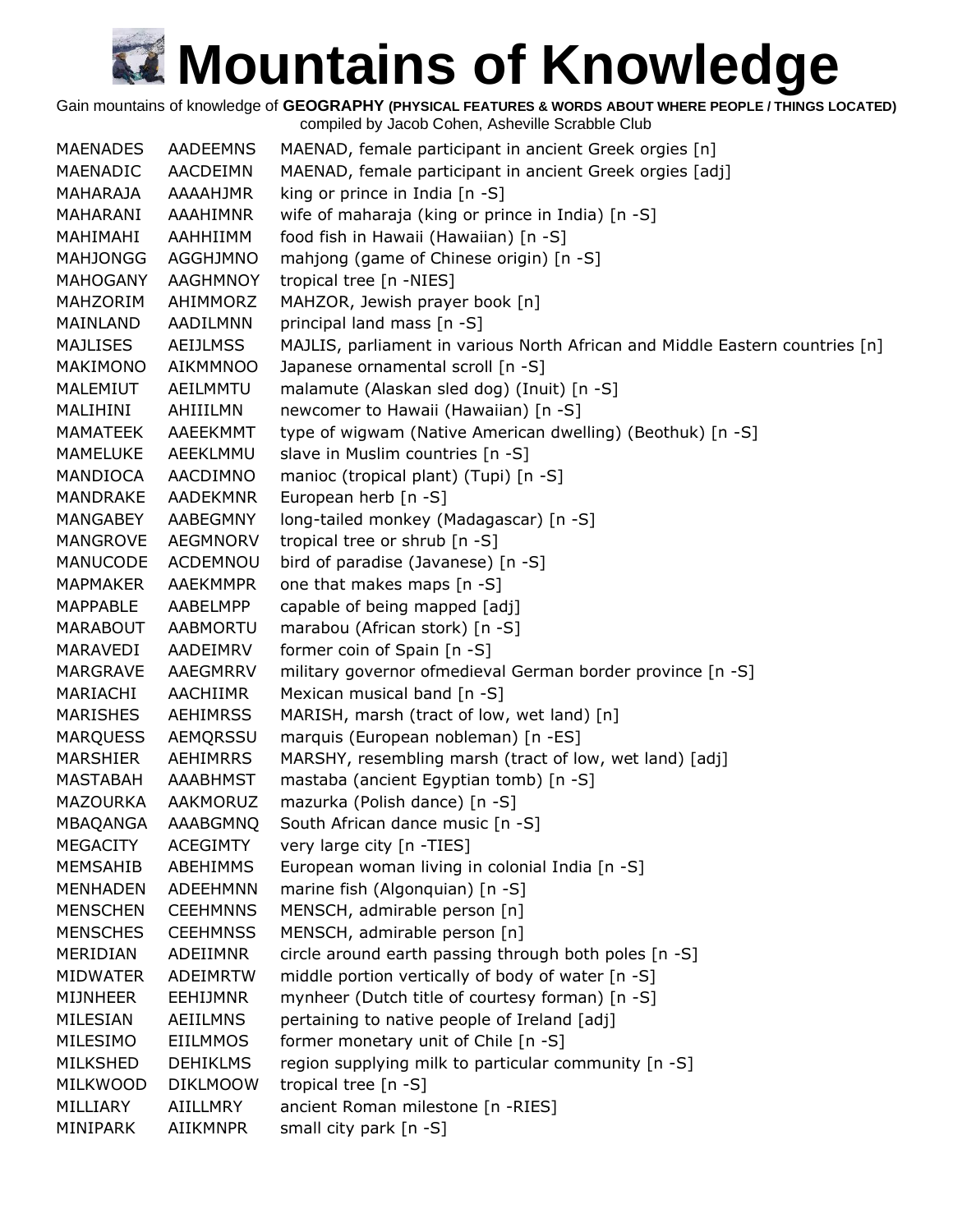# Mountains of Knowledge

Gain mountains of knowledge of **GEOGRAPHY (PHYSICAL FEATURES & WORDS ABOUT WHERE PEOPLE / THINGS LOCATED)**
compiled by Jacob Cohen, Asheville Scrabble Club

| | | |
|---|---|---|
| MAENADES | AADEEMNS | MAENAD, female participant in ancient Greek orgies [n] |
| MAENADIC | AACDEIMN | MAENAD, female participant in ancient Greek orgies [adj] |
| MAHARAJA | AAAAHJMR | king or prince in India [n -S] |
| MAHARANI | AAAHIMNR | wife of maharaja (king or prince in India) [n -S] |
| MAHIMAHI | AAHHIIMM | food fish in Hawaii (Hawaiian) [n -S] |
| MAHJONGG | AGGHJMNO | mahjong (game of Chinese origin) [n -S] |
| MAHOGANY | AAGHMNOY | tropical tree [n -NIES] |
| MAHZORIM | AHIMMORZ | MAHZOR, Jewish prayer book [n] |
| MAINLAND | AADILMNN | principal land mass [n -S] |
| MAJLISES | AEIJLMSS | MAJLIS, parliament in various North African and Middle Eastern countries [n] |
| MAKIMONO | AIKMMNOO | Japanese ornamental scroll [n -S] |
| MALEMIUT | AEILMMTU | malamute (Alaskan sled dog) (Inuit) [n -S] |
| MALIHINI | AHIIILMN | newcomer to Hawaii (Hawaiian) [n -S] |
| MAMATEEK | AAEEKMMT | type of wigwam (Native American dwelling) (Beothuk) [n -S] |
| MAMELUKE | AEEKLMMU | slave in Muslim countries [n -S] |
| MANDIOCA | AACDIMNO | manioc (tropical plant) (Tupi) [n -S] |
| MANDRAKE | AADEKMNR | European herb [n -S] |
| MANGABEY | AABEGMNY | long-tailed monkey (Madagascar) [n -S] |
| MANGROVE | AEGMNORV | tropical tree or shrub [n -S] |
| MANUCODE | ACDEMNOU | bird of paradise (Javanese) [n -S] |
| MAPMAKER | AAEKMMPR | one that makes maps [n -S] |
| MAPPABLE | AABELMPP | capable of being mapped [adj] |
| MARABOUT | AABMORTU | marabou (African stork) [n -S] |
| MARAVEDI | AADEIMRV | former coin of Spain [n -S] |
| MARGRAVE | AAEGMRRV | military governor ofmedieval German border province [n -S] |
| MARIACHI | AACHIIMR | Mexican musical band [n -S] |
| MARISHES | AEHIMRSS | MARISH, marsh (tract of low, wet land) [n] |
| MARQUESS | AEMQRSSU | marquis (European nobleman) [n -ES] |
| MARSHIER | AEHIMRRS | MARSHY, resembling marsh (tract of low, wet land) [adj] |
| MASTABAH | AAABHMST | mastaba (ancient Egyptian tomb) [n -S] |
| MAZOURKA | AAKMORUZ | mazurka (Polish dance) [n -S] |
| MBAQANGA | AAABGMNQ | South African dance music [n -S] |
| MEGACITY | ACEGIMTY | very large city [n -TIES] |
| MEMSAHIB | ABEHIMMS | European woman living in colonial India [n -S] |
| MENHADEN | ADEEHMNN | marine fish (Algonquian) [n -S] |
| MENSCHEN | CEEHMNNS | MENSCH, admirable person [n] |
| MENSCHES | CEEHMNSS | MENSCH, admirable person [n] |
| MERIDIAN | ADEIIMNR | circle around earth passing through both poles [n -S] |
| MIDWATER | ADEIMRTW | middle portion vertically of body of water [n -S] |
| MIJNHEER | EEHIJMNR | mynheer (Dutch title of courtesy forman) [n -S] |
| MILESIAN | AEIILMNS | pertaining to native people of Ireland [adj] |
| MILESIMO | EIILMMOS | former monetary unit of Chile [n -S] |
| MILKSHED | DEHIKLMS | region supplying milk to particular community [n -S] |
| MILKWOOD | DIKLMOOW | tropical tree [n -S] |
| MILLIARY | AIILLMRY | ancient Roman milestone [n -RIES] |
| MINIPARK | AIIKMNPR | small city park [n -S] |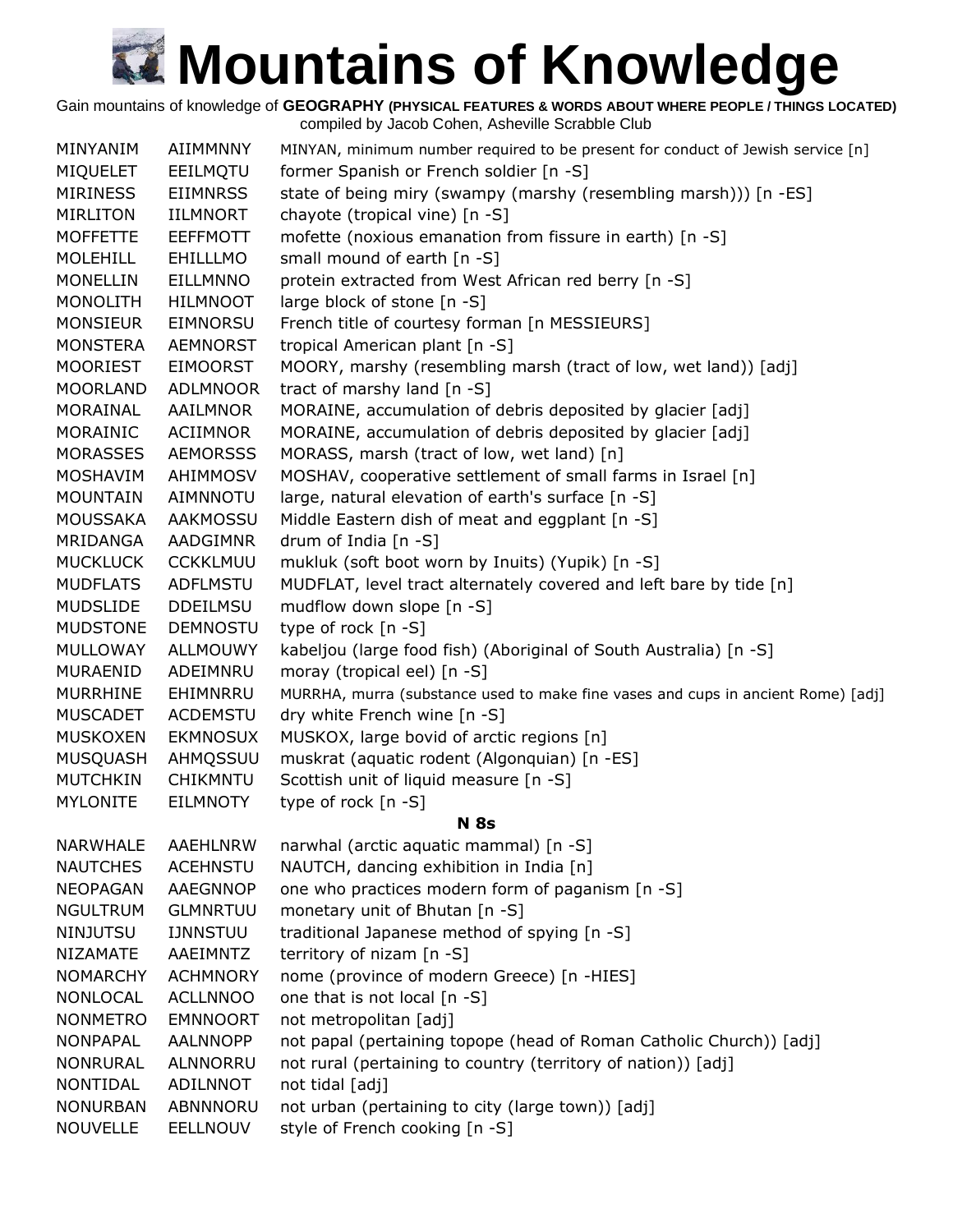# Mountains of Knowledge

Gain mountains of knowledge of **GEOGRAPHY (PHYSICAL FEATURES & WORDS ABOUT WHERE PEOPLE / THINGS LOCATED)**
compiled by Jacob Cohen, Asheville Scrabble Club

| | | |
|---|---|---|
| MINYANIM | AIIMMNNY | MINYAN, minimum number required to be present for conduct of Jewish service [n] |
| MIQUELET | EEILMQTU | former Spanish or French soldier [n -S] |
| MIRINESS | EIIMNRSS | state of being miry (swampy (marshy (resembling marsh))) [n -ES] |
| MIRLITON | IILMNORT | chayote (tropical vine) [n -S] |
| MOFFETTE | EEFFMOTT | mofette (noxious emanation from fissure in earth) [n -S] |
| MOLEHILL | EHILLLMO | small mound of earth [n -S] |
| MONELLIN | EILLMNNO | protein extracted from West African red berry [n -S] |
| MONOLITH | HILMNOOT | large block of stone [n -S] |
| MONSIEUR | EIMNORSU | French title of courtesy forman [n MESSIEURS] |
| MONSTERA | AEMNORST | tropical American plant [n -S] |
| MOORIEST | EIMOORST | MOORY, marshy (resembling marsh (tract of low, wet land)) [adj] |
| MOORLAND | ADLMNOOR | tract of marshy land [n -S] |
| MORAINAL | AAILMNOR | MORAINE, accumulation of debris deposited by glacier [adj] |
| MORAINIC | ACIIMNOR | MORAINE, accumulation of debris deposited by glacier [adj] |
| MORASSES | AEMORSSS | MORASS, marsh (tract of low, wet land) [n] |
| MOSHAVIM | AHIMMOSV | MOSHAV, cooperative settlement of small farms in Israel [n] |
| MOUNTAIN | AIMNNOTU | large, natural elevation of earth's surface [n -S] |
| MOUSSAKA | AAKMOSSU | Middle Eastern dish of meat and eggplant [n -S] |
| MRIDANGA | AADGIMNR | drum of India [n -S] |
| MUCKLUCK | CCKKLMUU | mukluk (soft boot worn by Inuits) (Yupik) [n -S] |
| MUDFLATS | ADFLMSTU | MUDFLAT, level tract alternately covered and left bare by tide [n] |
| MUDSLIDE | DDEILMSU | mudflow down slope [n -S] |
| MUDSTONE | DEMNOSTU | type of rock [n -S] |
| MULLOWAY | ALLMOUWY | kabeljou (large food fish) (Aboriginal of South Australia) [n -S] |
| MURAENID | ADEIMNRU | moray (tropical eel) [n -S] |
| MURRHINE | EHIMNRRU | MURRHA, murra (substance used to make fine vases and cups in ancient Rome) [adj] |
| MUSCADET | ACDEMSTU | dry white French wine [n -S] |
| MUSKOXEN | EKMNOSUX | MUSKOX, large bovid of arctic regions [n] |
| MUSQUASH | AHMQSSUU | muskrat (aquatic rodent (Algonquian) [n -ES] |
| MUTCHKIN | CHIKMNTU | Scottish unit of liquid measure [n -S] |
| MYLONITE | EILMNOTY | type of rock [n -S] |

**N 8s**

| | | |
|---|---|---|
| NARWHALE | AAEHLNRW | narwhal (arctic aquatic mammal) [n -S] |
| NAUTCHES | ACEHNSTU | NAUTCH, dancing exhibition in India [n] |
| NEOPAGAN | AAEGNNOP | one who practices modern form of paganism [n -S] |
| NGULTRUM | GLMNRTUU | monetary unit of Bhutan [n -S] |
| NINJUTSU | IJNNSTUU | traditional Japanese method of spying [n -S] |
| NIZAMATE | AAEIMNTZ | territory of nizam [n -S] |
| NOMARCHY | ACHMNORY | nome (province of modern Greece) [n -HIES] |
| NONLOCAL | ACLLNNOO | one that is not local [n -S] |
| NONMETRO | EMNNOORT | not metropolitan [adj] |
| NONPAPAL | AALNNOPP | not papal (pertaining topope (head of Roman Catholic Church)) [adj] |
| NONRURAL | ALNNORRU | not rural (pertaining to country (territory of nation)) [adj] |
| NONTIDAL | ADILNNOT | not tidal [adj] |
| NONURBAN | ABNNNORU | not urban (pertaining to city (large town)) [adj] |
| NOUVELLE | EELLNOUV | style of French cooking [n -S] |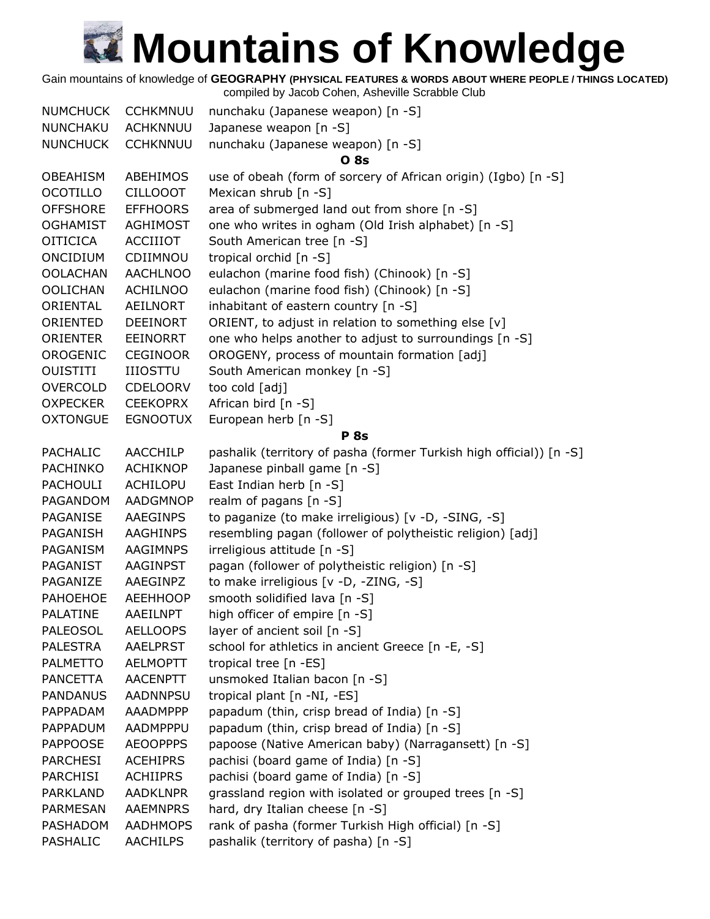# Mountains of Knowledge

Gain mountains of knowledge of **GEOGRAPHY (PHYSICAL FEATURES & WORDS ABOUT WHERE PEOPLE / THINGS LOCATED)**
compiled by Jacob Cohen, Asheville Scrabble Club

| | | |
|---|---|---|
| NUMCHUCK | CCHKMNUU | nunchaku (Japanese weapon) [n -S] |
| NUNCHAKU | ACHKNNUU | Japanese weapon [n -S] |
| NUNCHUCK | CCHKNNUU | nunchaku (Japanese weapon) [n -S] |
| | | **O 8s** |
| OBEAHISM | ABEHIMOS | use of obeah (form of sorcery of African origin) (Igbo) [n -S] |
| OCOTILLO | CILLOOOT | Mexican shrub [n -S] |
| OFFSHORE | EFFHOORS | area of submerged land out from shore [n -S] |
| OGHAMIST | AGHIMOST | one who writes in ogham (Old Irish alphabet) [n -S] |
| OITICICA | ACCIIIOT | South American tree [n -S] |
| ONCIDIUM | CDIIMNOU | tropical orchid [n -S] |
| OOLACHAN | AACHLNOO | eulachon (marine food fish) (Chinook) [n -S] |
| OOLICHAN | ACHILNOO | eulachon (marine food fish) (Chinook) [n -S] |
| ORIENTAL | AEILNORT | inhabitant of eastern country [n -S] |
| ORIENTED | DEEINORT | ORIENT, to adjust in relation to something else [v] |
| ORIENTER | EEINORRT | one who helps another to adjust to surroundings [n -S] |
| OROGENIC | CEGINOOR | OROGENY, process of mountain formation [adj] |
| OUISTITI | IIIOSTTU | South American monkey [n -S] |
| OVERCOLD | CDELOORV | too cold [adj] |
| OXPECKER | CEEKOPRX | African bird [n -S] |
| OXTONGUE | EGNOOTUX | European herb [n -S] |
| | | **P 8s** |
| PACHALIC | AACCHILP | pashalik (territory of pasha (former Turkish high official)) [n -S] |
| PACHINKO | ACHIKNOP | Japanese pinball game [n -S] |
| PACHOULI | ACHILOPU | East Indian herb [n -S] |
| PAGANDOM | AADGMNOP | realm of pagans [n -S] |
| PAGANISE | AAEGINPS | to paganize (to make irreligious) [v -D, -SING, -S] |
| PAGANISH | AAGHINPS | resembling pagan (follower of polytheistic religion) [adj] |
| PAGANISM | AAGIMNPS | irreligious attitude [n -S] |
| PAGANIST | AAGINPST | pagan (follower of polytheistic religion) [n -S] |
| PAGANIZE | AAEGINPZ | to make irreligious [v -D, -ZING, -S] |
| PAHOEHOE | AEEHHOOP | smooth solidified lava [n -S] |
| PALATINE | AAEILNPT | high officer of empire [n -S] |
| PALEOSOL | AELLOOPS | layer of ancient soil [n -S] |
| PALESTRA | AAELPRST | school for athletics in ancient Greece [n -E, -S] |
| PALMETTO | AELMOPTT | tropical tree [n -ES] |
| PANCETTA | AACENPTT | unsmoked Italian bacon [n -S] |
| PANDANUS | AADNNPSU | tropical plant [n -NI, -ES] |
| PAPPADAM | AAADMPPP | papadum (thin, crisp bread of India) [n -S] |
| PAPPADUM | AADMPPPU | papadum (thin, crisp bread of India) [n -S] |
| PAPPOOSE | AEOOPPPS | papoose (Native American baby) (Narragansett) [n -S] |
| PARCHESI | ACEHIPRS | pachisi (board game of India) [n -S] |
| PARCHISI | ACHIIPRS | pachisi (board game of India) [n -S] |
| PARKLAND | AADKLNPR | grassland region with isolated or grouped trees [n -S] |
| PARMESAN | AAEMNPRS | hard, dry Italian cheese [n -S] |
| PASHADOM | AADHMOPS | rank of pasha (former Turkish High official) [n -S] |
| PASHALIC | AACHILPS | pashalik (territory of pasha) [n -S] |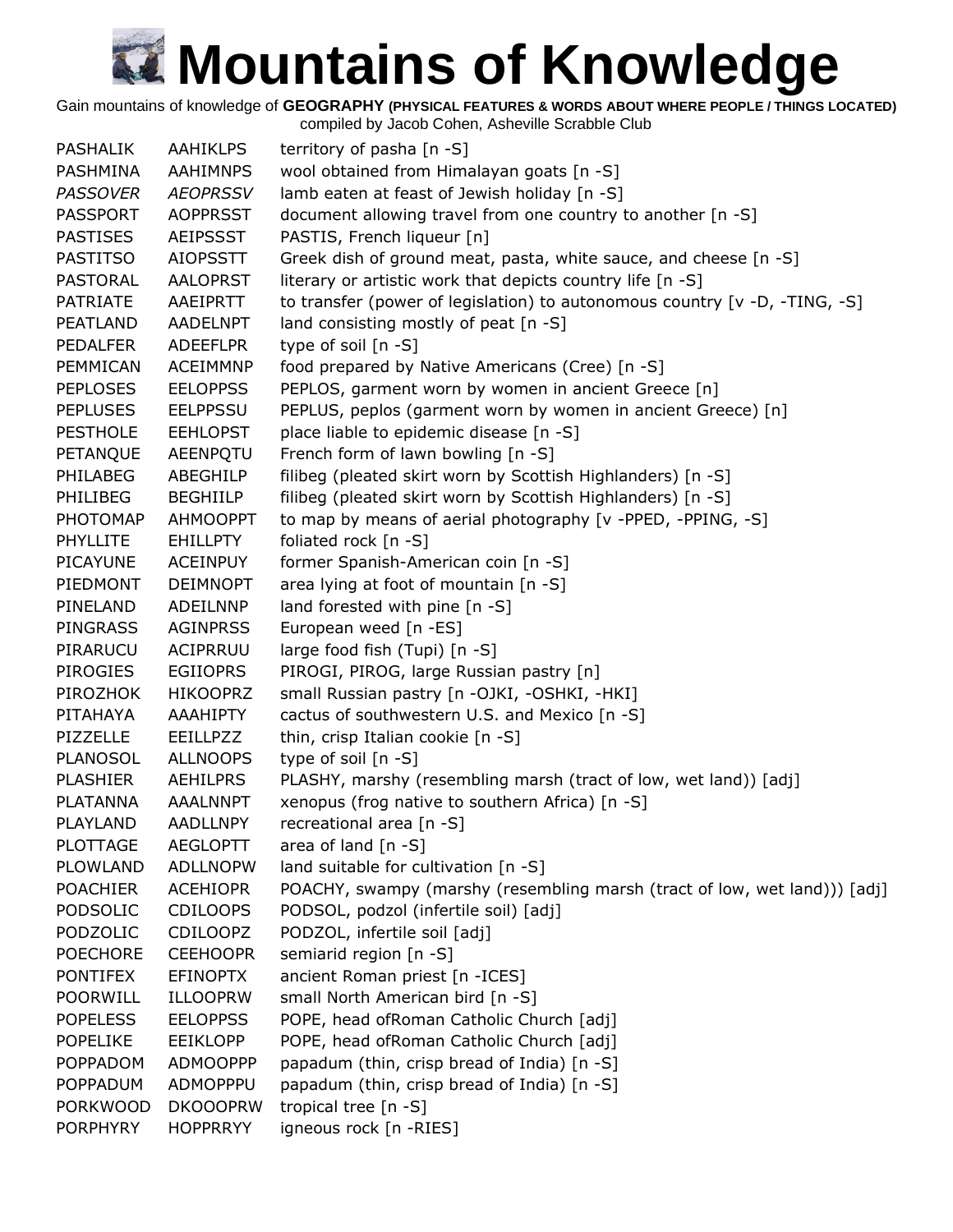# Mountains of Knowledge

Gain mountains of knowledge of **GEOGRAPHY (PHYSICAL FEATURES & WORDS ABOUT WHERE PEOPLE / THINGS LOCATED)**
compiled by Jacob Cohen, Asheville Scrabble Club

| | | |
|---|---|---|
| PASHALIK | AAHIKLPS | territory of pasha [n -S] |
| PASHMINA | AAHIMNPS | wool obtained from Himalayan goats [n -S] |
| *PASSOVER* | *AEOPRSSV* | lamb eaten at feast of Jewish holiday [n -S] |
| PASSPORT | AOPPRSST | document allowing travel from one country to another [n -S] |
| PASTISES | AEIPSSST | PASTIS, French liqueur [n] |
| PASTITSO | AIOPSSTT | Greek dish of ground meat, pasta, white sauce, and cheese [n -S] |
| PASTORAL | AALOPRST | literary or artistic work that depicts country life [n -S] |
| PATRIATE | AAEIPRTT | to transfer (power of legislation) to autonomous country [v -D, -TING, -S] |
| PEATLAND | AADELNPT | land consisting mostly of peat [n -S] |
| PEDALFER | ADEEFLPR | type of soil [n -S] |
| PEMMICAN | ACEIMMNP | food prepared by Native Americans (Cree) [n -S] |
| PEPLOSES | EELOPPSS | PEPLOS, garment worn by women in ancient Greece [n] |
| PEPLUSES | EELPPSSU | PEPLUS, peplos (garment worn by women in ancient Greece) [n] |
| PESTHOLE | EEHLOPST | place liable to epidemic disease [n -S] |
| PETANQUE | AEENPQTU | French form of lawn bowling [n -S] |
| PHILABEG | ABEGHILP | filibeg (pleated skirt worn by Scottish Highlanders) [n -S] |
| PHILIBEG | BEGHIILP | filibeg (pleated skirt worn by Scottish Highlanders) [n -S] |
| PHOTOMAP | AHMOOPPT | to map by means of aerial photography [v -PPED, -PPING, -S] |
| PHYLLITE | EHILLPTY | foliated rock [n -S] |
| PICAYUNE | ACEINPUY | former Spanish-American coin [n -S] |
| PIEDMONT | DEIMNOPT | area lying at foot of mountain [n -S] |
| PINELAND | ADEILNNP | land forested with pine [n -S] |
| PINGRASS | AGINPRSS | European weed [n -ES] |
| PIRARUCU | ACIPRRUU | large food fish (Tupi) [n -S] |
| PIROGIES | EGIIOPRS | PIROGI, PIROG, large Russian pastry [n] |
| PIROZHOK | HIKOOPRZ | small Russian pastry [n -OJKI, -OSHKI, -HKI] |
| PITAHAYA | AAAHIPTY | cactus of southwestern U.S. and Mexico [n -S] |
| PIZZELLE | EEILLPZZ | thin, crisp Italian cookie [n -S] |
| PLANOSOL | ALLNOOPS | type of soil [n -S] |
| PLASHIER | AEHILPRS | PLASHY, marshy (resembling marsh (tract of low, wet land)) [adj] |
| PLATANNA | AAALNNPT | xenopus (frog native to southern Africa) [n -S] |
| PLAYLAND | AADLLNPY | recreational area [n -S] |
| PLOTTAGE | AEGLOPTT | area of land [n -S] |
| PLOWLAND | ADLLNOPW | land suitable for cultivation [n -S] |
| POACHIER | ACEHIOPR | POACHY, swampy (marshy (resembling marsh (tract of low, wet land))) [adj] |
| PODSOLIC | CDILOOPS | PODSOL, podzol (infertile soil) [adj] |
| PODZOLIC | CDILOOPZ | PODZOL, infertile soil [adj] |
| POECHORE | CEEHOOPR | semiarid region [n -S] |
| PONTIFEX | EFINOPTX | ancient Roman priest [n -ICES] |
| POORWILL | ILLOOPRW | small North American bird [n -S] |
| POPELESS | EELOPPSS | POPE, head ofRoman Catholic Church [adj] |
| POPELIKE | EEIKLOPP | POPE, head ofRoman Catholic Church [adj] |
| POPPADOM | ADMOOPPP | papadum (thin, crisp bread of India) [n -S] |
| POPPADUM | ADMOPPPU | papadum (thin, crisp bread of India) [n -S] |
| PORKWOOD | DKOOOPRW | tropical tree [n -S] |
| PORPHYRY | HOPPRRYY | igneous rock [n -RIES] |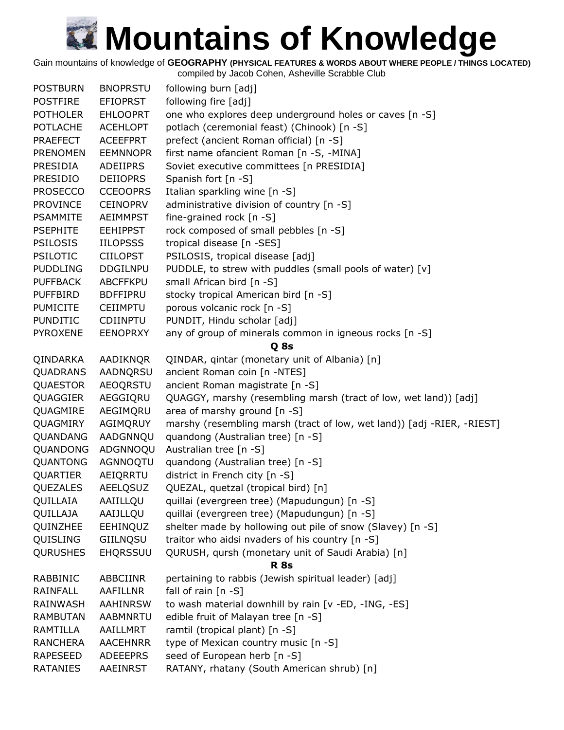# Mountains of Knowledge

Gain mountains of knowledge of **GEOGRAPHY (PHYSICAL FEATURES & WORDS ABOUT WHERE PEOPLE / THINGS LOCATED)**
compiled by Jacob Cohen, Asheville Scrabble Club

| | | |
|---|---|---|
| POSTBURN | BNOPRSTU | following burn [adj] |
| POSTFIRE | EFIOPRST | following fire [adj] |
| POTHOLER | EHLOOPRT | one who explores deep underground holes or caves [n -S] |
| POTLACHE | ACEHLOPT | potlach (ceremonial feast) (Chinook) [n -S] |
| PRAEFECT | ACEEFPRT | prefect (ancient Roman official) [n -S] |
| PRENOMEN | EEMNNOPR | first name ofancient Roman [n -S, -MINA] |
| PRESIDIA | ADEIIPRS | Soviet executive committees [n PRESIDIA] |
| PRESIDIO | DEIIOPRS | Spanish fort [n -S] |
| PROSECCO | CCEOOPRS | Italian sparkling wine [n -S] |
| PROVINCE | CEINOPRV | administrative division of country [n -S] |
| PSAMMITE | AEIMMPST | fine-grained rock [n -S] |
| PSEPHITE | EEHIPPST | rock composed of small pebbles [n -S] |
| PSILOSIS | IILOPSSS | tropical disease [n -SES] |
| PSILOTIC | CIILOPST | PSILOSIS, tropical disease [adj] |
| PUDDLING | DDGILNPU | PUDDLE, to strew with puddles (small pools of water) [v] |
| PUFFBACK | ABCFFKPU | small African bird [n -S] |
| PUFFBIRD | BDFFIPRU | stocky tropical American bird [n -S] |
| PUMICITE | CEIIMPTU | porous volcanic rock [n -S] |
| PUNDITIC | CDIINPTU | PUNDIT, Hindu scholar [adj] |
| PYROXENE | EENOPRXY | any of group of minerals common in igneous rocks [n -S] |
| | | **Q 8s** |
| QINDARKA | AADIKNQR | QINDAR, qintar (monetary unit of Albania) [n] |
| QUADRANS | AADNQRSU | ancient Roman coin [n -NTES] |
| QUAESTOR | AEOQRSTU | ancient Roman magistrate [n -S] |
| QUAGGIER | AEGGIQRU | QUAGGY, marshy (resembling marsh (tract of low, wet land)) [adj] |
| QUAGMIRE | AEGIMQRU | area of marshy ground [n -S] |
| QUAGMIRY | AGIMQRUY | marshy (resembling marsh (tract of low, wet land)) [adj -RIER, -RIEST] |
| QUANDANG | AADGNNQU | quandong (Australian tree) [n -S] |
| QUANDONG | ADGNNOQU | Australian tree [n -S] |
| QUANTONG | AGNNOQTU | quandong (Australian tree) [n -S] |
| QUARTIER | AEIQRRTU | district in French city [n -S] |
| QUEZALES | AEELQSUZ | QUEZAL, quetzal (tropical bird) [n] |
| QUILLAIA | AAIILLQU | quillai (evergreen tree) (Mapudungun) [n -S] |
| QUILLAJA | AAIJLLQU | quillai (evergreen tree) (Mapudungun) [n -S] |
| QUINZHEE | EEHINQUZ | shelter made by hollowing out pile of snow (Slavey) [n -S] |
| QUISLING | GIILNQSU | traitor who aidsi nvaders of his country [n -S] |
| QURUSHES | EHQRSSUU | QURUSH, qursh (monetary unit of Saudi Arabia) [n] |
| | | **R 8s** |
| RABBINIC | ABBCIINR | pertaining to rabbis (Jewish spiritual leader) [adj] |
| RAINFALL | AAFILLNR | fall of rain [n -S] |
| RAINWASH | AAHINRSW | to wash material downhill by rain [v -ED, -ING, -ES] |
| RAMBUTAN | AABMNRTU | edible fruit of Malayan tree [n -S] |
| RAMTILLA | AAILLMRT | ramtil (tropical plant) [n -S] |
| RANCHERA | AACEHNRR | type of Mexican country music [n -S] |
| RAPESEED | ADEEEPRS | seed of European herb [n -S] |
| RATANIES | AAEINRST | RATANY, rhatany (South American shrub) [n] |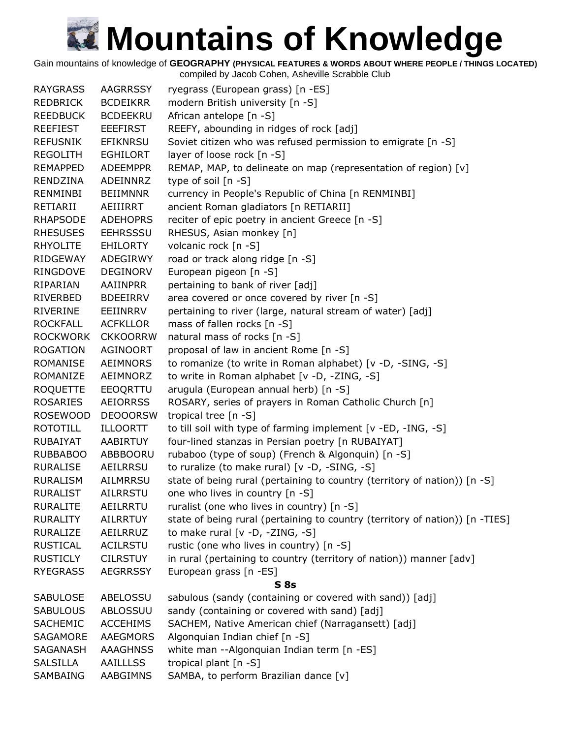# Mountains of Knowledge

Gain mountains of knowledge of **GEOGRAPHY (PHYSICAL FEATURES & WORDS ABOUT WHERE PEOPLE / THINGS LOCATED)**
compiled by Jacob Cohen, Asheville Scrabble Club

| | | |
|---|---|---|
| RAYGRASS | AAGRRSSY | ryegrass (European grass) [n -ES] |
| REDBRICK | BCDEIKRR | modern British university [n -S] |
| REEDBUCK | BCDEEKRU | African antelope [n -S] |
| REEFIEST | EEEFIRST | REEFY, abounding in ridges of rock [adj] |
| REFUSNIK | EFIKNRSU | Soviet citizen who was refused permission to emigrate [n -S] |
| REGOLITH | EGHILORT | layer of loose rock [n -S] |
| REMAPPED | ADEEMPPR | REMAP, MAP, to delineate on map (representation of region) [v] |
| RENDZINA | ADEINNRZ | type of soil [n -S] |
| RENMINBI | BEIIMNNR | currency in People's Republic of China [n RENMINBI] |
| RETIARII | AEIIIRRT | ancient Roman gladiators [n RETIARII] |
| RHAPSODE | ADEHOPRS | reciter of epic poetry in ancient Greece [n -S] |
| RHESUSES | EEHRSSSU | RHESUS, Asian monkey [n] |
| RHYOLITE | EHILORTY | volcanic rock [n -S] |
| RIDGEWAY | ADEGIRWY | road or track along ridge [n -S] |
| RINGDOVE | DEGINORV | European pigeon [n -S] |
| RIPARIAN | AAIINPRR | pertaining to bank of river [adj] |
| RIVERBED | BDEEIRRV | area covered or once covered by river [n -S] |
| RIVERINE | EEIINRRV | pertaining to river (large, natural stream of water) [adj] |
| ROCKFALL | ACFKLLOR | mass of fallen rocks [n -S] |
| ROCKWORK | CKKOORRW | natural mass of rocks [n -S] |
| ROGATION | AGINOORT | proposal of law in ancient Rome [n -S] |
| ROMANISE | AEIMNORS | to romanize (to write in Roman alphabet) [v -D, -SING, -S] |
| ROMANIZE | AEIMNORZ | to write in Roman alphabet [v -D, -ZING, -S] |
| ROQUETTE | EEOQRTTU | arugula (European annual herb) [n -S] |
| ROSARIES | AEIORRSS | ROSARY, series of prayers in Roman Catholic Church [n] |
| ROSEWOOD | DEOOORSW | tropical tree [n -S] |
| ROTOTILL | ILLOORTT | to till soil with type of farming implement [v -ED, -ING, -S] |
| RUBAIYAT | AABIRTUY | four-lined stanzas in Persian poetry [n RUBAIYAT] |
| RUBBABOO | ABBBOORU | rubaboo (type of soup) (French & Algonquin) [n -S] |
| RURALISE | AEILRRSU | to ruralize (to make rural) [v -D, -SING, -S] |
| RURALISM | AILMRRSU | state of being rural (pertaining to country (territory of nation)) [n -S] |
| RURALIST | AILRRSTU | one who lives in country [n -S] |
| RURALITE | AEILRRTU | ruralist (one who lives in country) [n -S] |
| RURALITY | AILRRTUY | state of being rural (pertaining to country (territory of nation)) [n -TIES] |
| RURALIZE | AEILRRUZ | to make rural [v -D, -ZING, -S] |
| RUSTICAL | ACILRSTU | rustic (one who lives in country) [n -S] |
| RUSTICLY | CILRSTUY | in rural (pertaining to country (territory of nation)) manner [adv] |
| RYEGRASS | AEGRRSSY | European grass [n -ES] |
| | | **S 8s** |
| SABULOSE | ABELOSSU | sabulous (sandy (containing or covered with sand)) [adj] |
| SABULOUS | ABLOSSUU | sandy (containing or covered with sand) [adj] |
| SACHEMIC | ACCEHIMS | SACHEM, Native American chief (Narragansett) [adj] |
| SAGAMORE | AAEGMORS | Algonquian Indian chief [n -S] |
| SAGANASH | AAAGHNSS | white man --Algonquian Indian term [n -ES] |
| SALSILLA | AAILLLSS | tropical plant [n -S] |
| SAMBAING | AABGIMNS | SAMBA, to perform Brazilian dance [v] |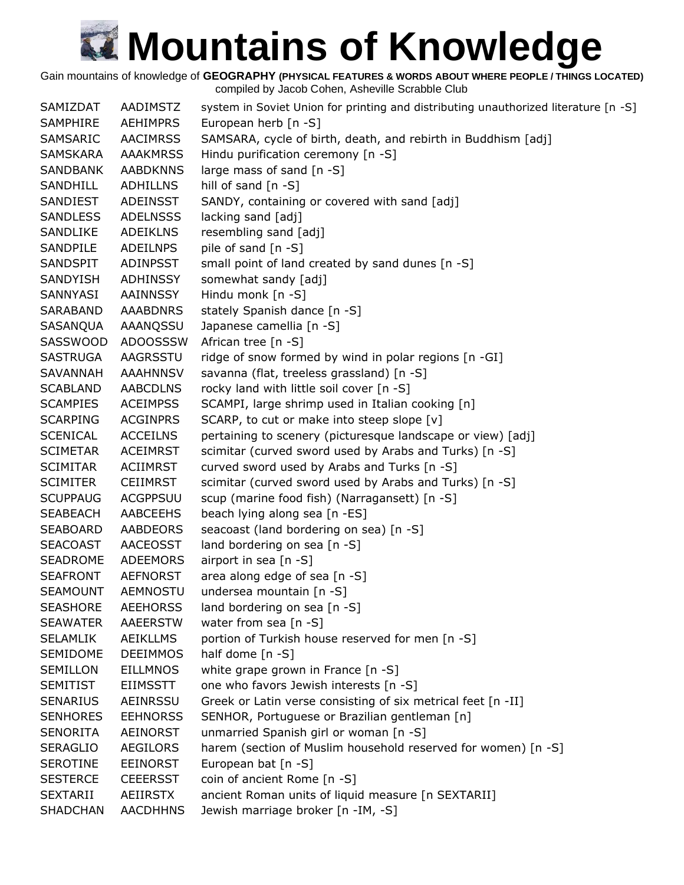# Mountains of Knowledge

Gain mountains of knowledge of **GEOGRAPHY (PHYSICAL FEATURES & WORDS ABOUT WHERE PEOPLE / THINGS LOCATED)**
compiled by Jacob Cohen, Asheville Scrabble Club

| | | |
|---|---|---|
| SAMIZDAT | AADIMSTZ | system in Soviet Union for printing and distributing unauthorized literature [n -S] |
| SAMPHIRE | AEHIMPRS | European herb [n -S] |
| SAMSARIC | AACIMRSS | SAMSARA, cycle of birth, death, and rebirth in Buddhism [adj] |
| SAMSKARA | AAAKMRSS | Hindu purification ceremony [n -S] |
| SANDBANK | AABDKNNS | large mass of sand [n -S] |
| SANDHILL | ADHILLNS | hill of sand [n -S] |
| SANDIEST | ADEINSST | SANDY, containing or covered with sand [adj] |
| SANDLESS | ADELNSSS | lacking sand [adj] |
| SANDLIKE | ADEIKLNS | resembling sand [adj] |
| SANDPILE | ADEILNPS | pile of sand [n -S] |
| SANDSPIT | ADINPSST | small point of land created by sand dunes [n -S] |
| SANDYISH | ADHINSSY | somewhat sandy [adj] |
| SANNYASI | AAINNSSY | Hindu monk [n -S] |
| SARABAND | AAABDNRS | stately Spanish dance [n -S] |
| SASANQUA | AAANQSSU | Japanese camellia [n -S] |
| SASSWOOD | ADOOSSSW | African tree [n -S] |
| SASTRUGA | AAGRSSTU | ridge of snow formed by wind in polar regions [n -GI] |
| SAVANNAH | AAAHNNSV | savanna (flat, treeless grassland) [n -S] |
| SCABLAND | AABCDLNS | rocky land with little soil cover [n -S] |
| SCAMPIES | ACEIMPSS | SCAMPI, large shrimp used in Italian cooking [n] |
| SCARPING | ACGINPRS | SCARP, to cut or make into steep slope [v] |
| SCENICAL | ACCEILNS | pertaining to scenery (picturesque landscape or view) [adj] |
| SCIMETAR | ACEIMRST | scimitar (curved sword used by Arabs and Turks) [n -S] |
| SCIMITAR | ACIIMRST | curved sword used by Arabs and Turks [n -S] |
| SCIMITER | CEIIMRST | scimitar (curved sword used by Arabs and Turks) [n -S] |
| SCUPPAUG | ACGPPSUU | scup (marine food fish) (Narragansett) [n -S] |
| SEABEACH | AABCEEHS | beach lying along sea [n -ES] |
| SEABOARD | AABDEORS | seacoast (land bordering on sea) [n -S] |
| SEACOAST | AACEOSST | land bordering on sea [n -S] |
| SEADROME | ADEEMORS | airport in sea [n -S] |
| SEAFRONT | AEFNORST | area along edge of sea [n -S] |
| SEAMOUNT | AEMNOSTU | undersea mountain [n -S] |
| SEASHORE | AEEHORSS | land bordering on sea [n -S] |
| SEAWATER | AAEERSTW | water from sea [n -S] |
| SELAMLIK | AEIKLLMS | portion of Turkish house reserved for men [n -S] |
| SEMIDOME | DEEIMMOS | half dome [n -S] |
| SEMILLON | EILLMNOS | white grape grown in France [n -S] |
| SEMITIST | EIIMSSTT | one who favors Jewish interests [n -S] |
| SENARIUS | AEINRSSU | Greek or Latin verse consisting of six metrical feet [n -II] |
| SENHORES | EEHNORSS | SENHOR, Portuguese or Brazilian gentleman [n] |
| SENORITA | AEINORST | unmarried Spanish girl or woman [n -S] |
| SERAGLIO | AEGILORS | harem (section of Muslim household reserved for women) [n -S] |
| SEROTINE | EEINORST | European bat [n -S] |
| SESTERCE | CEEERSST | coin of ancient Rome [n -S] |
| SEXTARII | AEIIRSTX | ancient Roman units of liquid measure [n SEXTARII] |
| SHADCHAN | AACDHHNS | Jewish marriage broker [n -IM, -S] |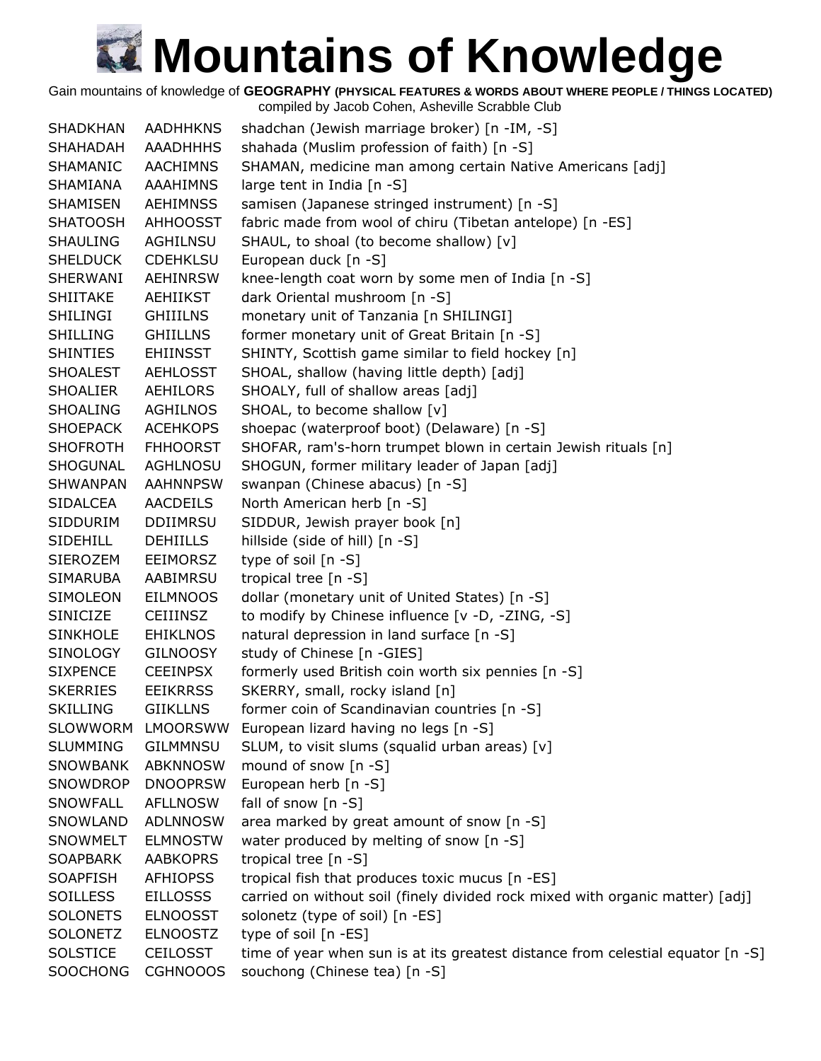# Mountains of Knowledge

Gain mountains of knowledge of **GEOGRAPHY (PHYSICAL FEATURES & WORDS ABOUT WHERE PEOPLE / THINGS LOCATED)**
compiled by Jacob Cohen, Asheville Scrabble Club

| | | |
|---|---|---|
| SHADKHAN | AADHHKNS | shadchan (Jewish marriage broker) [n -IM, -S] |
| SHAHADAH | AAADHHHS | shahada (Muslim profession of faith) [n -S] |
| SHAMANIC | AACHIMNS | SHAMAN, medicine man among certain Native Americans [adj] |
| SHAMIANA | AAAHIMNS | large tent in India [n -S] |
| SHAMISEN | AEHIMNSS | samisen (Japanese stringed instrument) [n -S] |
| SHATOOSH | AHHOOSST | fabric made from wool of chiru (Tibetan antelope) [n -ES] |
| SHAULING | AGHILNSU | SHAUL, to shoal (to become shallow) [v] |
| SHELDUCK | CDEHKLSU | European duck [n -S] |
| SHERWANI | AEHINRSW | knee-length coat worn by some men of India [n -S] |
| SHIITAKE | AEHIIKST | dark Oriental mushroom [n -S] |
| SHILINGI | GHIIILNS | monetary unit of Tanzania [n SHILINGI] |
| SHILLING | GHIILLNS | former monetary unit of Great Britain [n -S] |
| SHINTIES | EHIINSST | SHINTY, Scottish game similar to field hockey [n] |
| SHOALEST | AEHLOSST | SHOAL, shallow (having little depth) [adj] |
| SHOALIER | AEHILORS | SHOALY, full of shallow areas [adj] |
| SHOALING | AGHILNOS | SHOAL, to become shallow [v] |
| SHOEPACK | ACEHKOPS | shoepac (waterproof boot) (Delaware) [n -S] |
| SHOFROTH | FHHOORST | SHOFAR, ram's-horn trumpet blown in certain Jewish rituals [n] |
| SHOGUNAL | AGHLNOSU | SHOGUN, former military leader of Japan [adj] |
| SHWANPAN | AAHNNPSW | swanpan (Chinese abacus) [n -S] |
| SIDALCEA | AACDEILS | North American herb [n -S] |
| SIDDURIM | DDIIMRSU | SIDDUR, Jewish prayer book [n] |
| SIDEHILL | DEHIILLS | hillside (side of hill) [n -S] |
| SIEROZEM | EEIMORSZ | type of soil [n -S] |
| SIMARUBA | AABIMRSU | tropical tree [n -S] |
| SIMOLEON | EILMNOOS | dollar (monetary unit of United States) [n -S] |
| SINICIZE | CEIIINSZ | to modify by Chinese influence [v -D, -ZING, -S] |
| SINKHOLE | EHIKLNOS | natural depression in land surface [n -S] |
| SINOLOGY | GILNOOSY | study of Chinese [n -GIES] |
| SIXPENCE | CEEINPSX | formerly used British coin worth six pennies [n -S] |
| SKERRIES | EEIKRRSS | SKERRY, small, rocky island [n] |
| SKILLING | GIIKLLNS | former coin of Scandinavian countries [n -S] |
| SLOWWORM | LMOORSWW | European lizard having no legs [n -S] |
| SLUMMING | GILMMNSU | SLUM, to visit slums (squalid urban areas) [v] |
| SNOWBANK | ABKNNOSW | mound of snow [n -S] |
| SNOWDROP | DNOOPRSW | European herb [n -S] |
| SNOWFALL | AFLLNOSW | fall of snow [n -S] |
| SNOWLAND | ADLNNOSW | area marked by great amount of snow [n -S] |
| SNOWMELT | ELMNOSTW | water produced by melting of snow [n -S] |
| SOAPBARK | AABKOPRS | tropical tree [n -S] |
| SOAPFISH | AFHIOPSS | tropical fish that produces toxic mucus [n -ES] |
| SOILLESS | EILLOSSS | carried on without soil (finely divided rock mixed with organic matter) [adj] |
| SOLONETS | ELNOOSST | solonetz (type of soil) [n -ES] |
| SOLONETZ | ELNOOSTZ | type of soil [n -ES] |
| SOLSTICE | CEILOSST | time of year when sun is at its greatest distance from celestial equator [n -S] |
| SOOCHONG | CGHNOOOS | souchong (Chinese tea) [n -S] |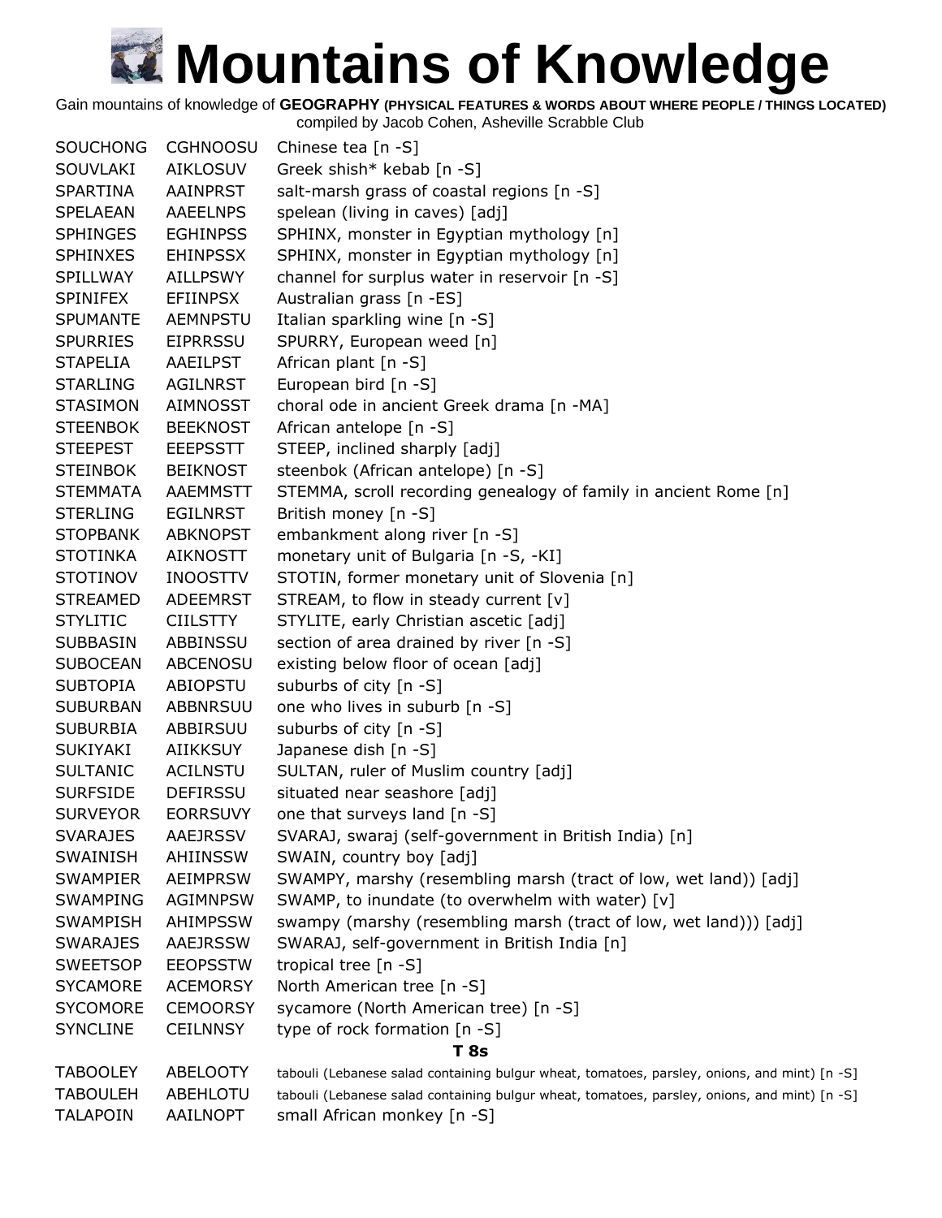# Mountains of Knowledge

Gain mountains of knowledge of **GEOGRAPHY (PHYSICAL FEATURES & WORDS ABOUT WHERE PEOPLE / THINGS LOCATED)**
compiled by Jacob Cohen, Asheville Scrabble Club

| | | |
|---|---|---|
| SOUCHONG | CGHNOOSU | Chinese tea [n -S] |
| SOUVLAKI | AIKLOSUV | Greek shish* kebab [n -S] |
| SPARTINA | AAINPRST | salt-marsh grass of coastal regions [n -S] |
| SPELAEAN | AAEELNPS | spelean (living in caves) [adj] |
| SPHINGES | EGHINPSS | SPHINX, monster in Egyptian mythology [n] |
| SPHINXES | EHINPSSX | SPHINX, monster in Egyptian mythology [n] |
| SPILLWAY | AILLPSWY | channel for surplus water in reservoir [n -S] |
| SPINIFEX | EFIINPSX | Australian grass [n -ES] |
| SPUMANTE | AEMNPSTU | Italian sparkling wine [n -S] |
| SPURRIES | EIPRRSSU | SPURRY, European weed [n] |
| STAPELIA | AAEILPST | African plant [n -S] |
| STARLING | AGILNRST | European bird [n -S] |
| STASIMON | AIMNOSST | choral ode in ancient Greek drama [n -MA] |
| STEENBOK | BEEKNOST | African antelope [n -S] |
| STEEPEST | EEEPSSTT | STEEP, inclined sharply [adj] |
| STEINBOK | BEIKNOST | steenbok (African antelope) [n -S] |
| STEMMATA | AAEMMSTT | STEMMA, scroll recording genealogy of family in ancient Rome [n] |
| STERLING | EGILNRST | British money [n -S] |
| STOPBANK | ABKNOPST | embankment along river [n -S] |
| STOTINKA | AIKNOSTT | monetary unit of Bulgaria [n -S, -KI] |
| STOTINOV | INOOSTTV | STOTIN, former monetary unit of Slovenia [n] |
| STREAMED | ADEEMRST | STREAM, to flow in steady current [v] |
| STYLITIC | CIILSTTY | STYLITE, early Christian ascetic [adj] |
| SUBBASIN | ABBINSSU | section of area drained by river [n -S] |
| SUBOCEAN | ABCENOSU | existing below floor of ocean [adj] |
| SUBTOPIA | ABIOPSTU | suburbs of city [n -S] |
| SUBURBAN | ABBNRSUU | one who lives in suburb [n -S] |
| SUBURBIA | ABBIRSUU | suburbs of city [n -S] |
| SUKIYAKI | AIIKKSUY | Japanese dish [n -S] |
| SULTANIC | ACILNSTU | SULTAN, ruler of Muslim country [adj] |
| SURFSIDE | DEFIRSSU | situated near seashore [adj] |
| SURVEYOR | EORRSUVY | one that surveys land [n -S] |
| SVARAJES | AAEJRSSV | SVARAJ, swaraj (self-government in British India) [n] |
| SWAINISH | AHIINSSW | SWAIN, country boy [adj] |
| SWAMPIER | AEIMPRSW | SWAMPY, marshy (resembling marsh (tract of low, wet land)) [adj] |
| SWAMPING | AGIMNPSW | SWAMP, to inundate (to overwhelm with water) [v] |
| SWAMPISH | AHIMPSSW | swampy (marshy (resembling marsh (tract of low, wet land))) [adj] |
| SWARAJES | AAEJRSSW | SWARAJ, self-government in British India [n] |
| SWEETSOP | EEOPSSTW | tropical tree [n -S] |
| SYCAMORE | ACEMORSY | North American tree [n -S] |
| SYCOMORE | CEMOORSY | sycamore (North American tree) [n -S] |
| SYNCLINE | CEILNNSY | type of rock formation [n -S] |

**T 8s**

| | | |
|---|---|---|
| TABOOLEY | ABELOOTY | tabouli (Lebanese salad containing bulgur wheat, tomatoes, parsley, onions, and mint) [n -S] |
| TABOULEH | ABEHLOTU | tabouli (Lebanese salad containing bulgur wheat, tomatoes, parsley, onions, and mint) [n -S] |
| TALAPOIN | AAILNOPT | small African monkey [n -S] |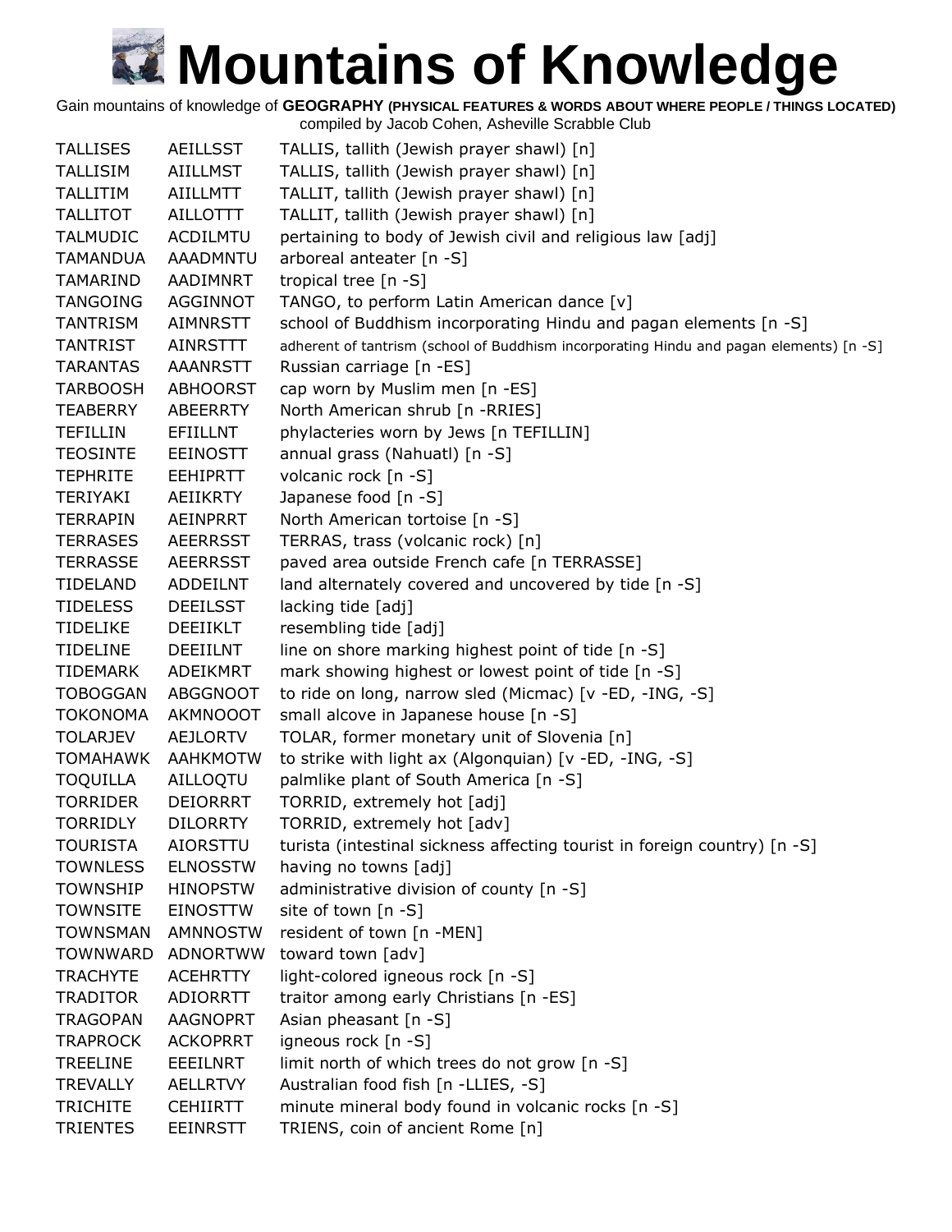# Mountains of Knowledge

Gain mountains of knowledge of **GEOGRAPHY (PHYSICAL FEATURES & WORDS ABOUT WHERE PEOPLE / THINGS LOCATED)**
compiled by Jacob Cohen, Asheville Scrabble Club

| | | |
|---|---|---|
| TALLISES | AEILLSST | TALLIS, tallith (Jewish prayer shawl) [n] |
| TALLISIM | AIILLMST | TALLIS, tallith (Jewish prayer shawl) [n] |
| TALLITIM | AIILLMTT | TALLIT, tallith (Jewish prayer shawl) [n] |
| TALLITOT | AILLOTTT | TALLIT, tallith (Jewish prayer shawl) [n] |
| TALMUDIC | ACDILMTU | pertaining to body of Jewish civil and religious law [adj] |
| TAMANDUA | AAADMNTU | arboreal anteater [n -S] |
| TAMARIND | AADIMNRT | tropical tree [n -S] |
| TANGOING | AGGINNOT | TANGO, to perform Latin American dance [v] |
| TANTRISM | AIMNRSTT | school of Buddhism incorporating Hindu and pagan elements [n -S] |
| TANTRIST | AINRSTTT | adherent of tantrism (school of Buddhism incorporating Hindu and pagan elements) [n -S] |
| TARANTAS | AAANRSTT | Russian carriage [n -ES] |
| TARBOOSH | ABHOORST | cap worn by Muslim men [n -ES] |
| TEABERRY | ABEERRTY | North American shrub [n -RRIES] |
| TEFILLIN | EFIILLNT | phylacteries worn by Jews [n TEFILLIN] |
| TEOSINTE | EEINOSTT | annual grass (Nahuatl) [n -S] |
| TEPHRITE | EEHIPRTT | volcanic rock [n -S] |
| TERIYAKI | AEIIKRTY | Japanese food [n -S] |
| TERRAPIN | AEINPRRT | North American tortoise [n -S] |
| TERRASES | AEERRSST | TERRAS, trass (volcanic rock) [n] |
| TERRASSE | AEERRSST | paved area outside French cafe [n TERRASSE] |
| TIDELAND | ADDEILNT | land alternately covered and uncovered by tide [n -S] |
| TIDELESS | DEEILSST | lacking tide [adj] |
| TIDELIKE | DEEIIKLT | resembling tide [adj] |
| TIDELINE | DEEIILNT | line on shore marking highest point of tide [n -S] |
| TIDEMARK | ADEIKMRT | mark showing highest or lowest point of tide [n -S] |
| TOBOGGAN | ABGGNOOT | to ride on long, narrow sled (Micmac) [v -ED, -ING, -S] |
| TOKONOMA | AKMNOOOT | small alcove in Japanese house [n -S] |
| TOLARJEV | AEJLORTV | TOLAR, former monetary unit of Slovenia [n] |
| TOMAHAWK | AAHKMOTW | to strike with light ax (Algonquian) [v -ED, -ING, -S] |
| TOQUILLA | AILLOQTU | palmlike plant of South America [n -S] |
| TORRIDER | DEIORRRT | TORRID, extremely hot [adj] |
| TORRIDLY | DILORRTY | TORRID, extremely hot [adv] |
| TOURISTA | AIORSTTU | turista (intestinal sickness affecting tourist in foreign country) [n -S] |
| TOWNLESS | ELNOSSTW | having no towns [adj] |
| TOWNSHIP | HINOPSTW | administrative division of county [n -S] |
| TOWNSITE | EINOSTTW | site of town [n -S] |
| TOWNSMAN | AMNNOSTW | resident of town [n -MEN] |
| TOWNWARD | ADNORTWW | toward town [adv] |
| TRACHYTE | ACEHRTTY | light-colored igneous rock [n -S] |
| TRADITOR | ADIORRTT | traitor among early Christians [n -ES] |
| TRAGOPAN | AAGNOPRT | Asian pheasant [n -S] |
| TRAPROCK | ACKOPRRT | igneous rock [n -S] |
| TREELINE | EEEILNRT | limit north of which trees do not grow [n -S] |
| TREVALLY | AELLRTVY | Australian food fish [n -LLIES, -S] |
| TRICHITE | CEHIIRTT | minute mineral body found in volcanic rocks [n -S] |
| TRIENTES | EEINRSTT | TRIENS, coin of ancient Rome [n] |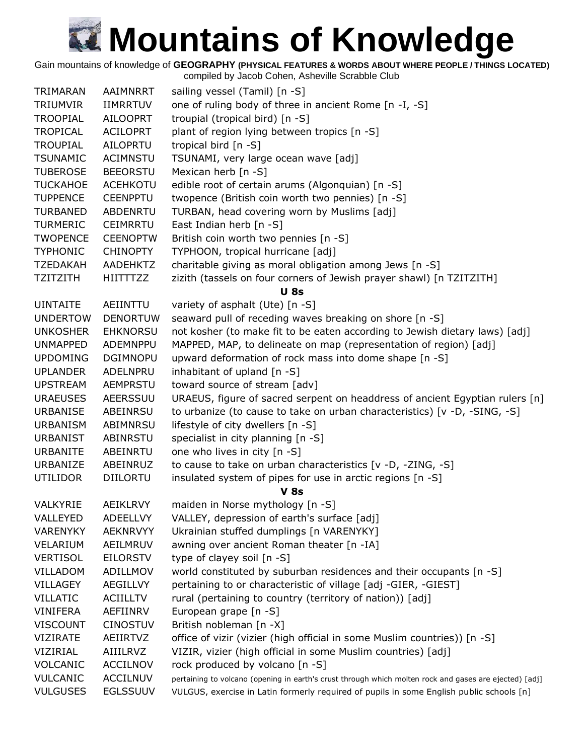# Mountains of Knowledge

Gain mountains of knowledge of **GEOGRAPHY (PHYSICAL FEATURES & WORDS ABOUT WHERE PEOPLE / THINGS LOCATED)**
compiled by Jacob Cohen, Asheville Scrabble Club

| | | |
|---|---|---|
| TRIMARAN | AAIMNRRT | sailing vessel (Tamil) [n -S] |
| TRIUMVIR | IIMRRTUV | one of ruling body of three in ancient Rome [n -I, -S] |
| TROOPIAL | AILOOPRT | troupial (tropical bird) [n -S] |
| TROPICAL | ACILOPRT | plant of region lying between tropics [n -S] |
| TROUPIAL | AILOPRTU | tropical bird [n -S] |
| TSUNAMIC | ACIMNSTU | TSUNAMI, very large ocean wave [adj] |
| TUBEROSE | BEEORSTU | Mexican herb [n -S] |
| TUCKAHOE | ACEHKOTU | edible root of certain arums (Algonquian) [n -S] |
| TUPPENCE | CEENPPTU | twopence (British coin worth two pennies) [n -S] |
| TURBANED | ABDENRTU | TURBAN, head covering worn by Muslims [adj] |
| TURMERIC | CEIMRRTU | East Indian herb [n -S] |
| TWOPENCE | CEENOPTW | British coin worth two pennies [n -S] |
| TYPHONIC | CHINOPTY | TYPHOON, tropical hurricane [adj] |
| TZEDAKAH | AADEHKTZ | charitable giving as moral obligation among Jews [n -S] |
| TZITZITH | HIITTTZZ | zizith (tassels on four corners of Jewish prayer shawl) [n TZITZITH] |

**U 8s**

| | | |
|---|---|---|
| UINTAITE | AEIINTTU | variety of asphalt (Ute) [n -S] |
| UNDERTOW | DENORTUW | seaward pull of receding waves breaking on shore [n -S] |
| UNKOSHER | EHKNORSU | not kosher (to make fit to be eaten according to Jewish dietary laws) [adj] |
| UNMAPPED | ADEMNPPU | MAPPED, MAP, to delineate on map (representation of region) [adj] |
| UPDOMING | DGIMNOPU | upward deformation of rock mass into dome shape [n -S] |
| UPLANDER | ADELNPRU | inhabitant of upland [n -S] |
| UPSTREAM | AEMPRSTU | toward source of stream [adv] |
| URAEUSES | AEERSSUU | URAEUS, figure of sacred serpent on headdress of ancient Egyptian rulers [n] |
| URBANISE | ABEINRSU | to urbanize (to cause to take on urban characteristics) [v -D, -SING, -S] |
| URBANISM | ABIMNRSU | lifestyle of city dwellers [n -S] |
| URBANIST | ABINRSTU | specialist in city planning [n -S] |
| URBANITE | ABEINRTU | one who lives in city [n -S] |
| URBANIZE | ABEINRUZ | to cause to take on urban characteristics [v -D, -ZING, -S] |
| UTILIDOR | DIILORTU | insulated system of pipes for use in arctic regions [n -S] |

**V 8s**

| | | |
|---|---|---|
| VALKYRIE | AEIKLRVY | maiden in Norse mythology [n -S] |
| VALLEYED | ADEELLVY | VALLEY, depression of earth's surface [adj] |
| VARENYKY | AEKNRVYY | Ukrainian stuffed dumplings [n VARENYKY] |
| VELARIUM | AEILMRUV | awning over ancient Roman theater [n -IA] |
| VERTISOL | EILORSTV | type of clayey soil [n -S] |
| VILLADOM | ADILLMOV | world constituted by suburban residences and their occupants [n -S] |
| VILLAGEY | AEGILLVY | pertaining to or characteristic of village [adj -GIER, -GIEST] |
| VILLATIC | ACIILLTV | rural (pertaining to country (territory of nation)) [adj] |
| VINIFERA | AEFIINRV | European grape [n -S] |
| VISCOUNT | CINOSTUV | British nobleman [n -X] |
| VIZIRATE | AEIIRTVZ | office of vizir (vizier (high official in some Muslim countries)) [n -S] |
| VIZIRIAL | AIIILRVZ | VIZIR, vizier (high official in some Muslim countries) [adj] |
| VOLCANIC | ACCILNOV | rock produced by volcano [n -S] |
| VULCANIC | ACCILNUV | pertaining to volcano (opening in earth's crust through which molten rock and gases are ejected) [adj] |
| VULGUSES | EGLSSUUV | VULGUS, exercise in Latin formerly required of pupils in some English public schools [n] |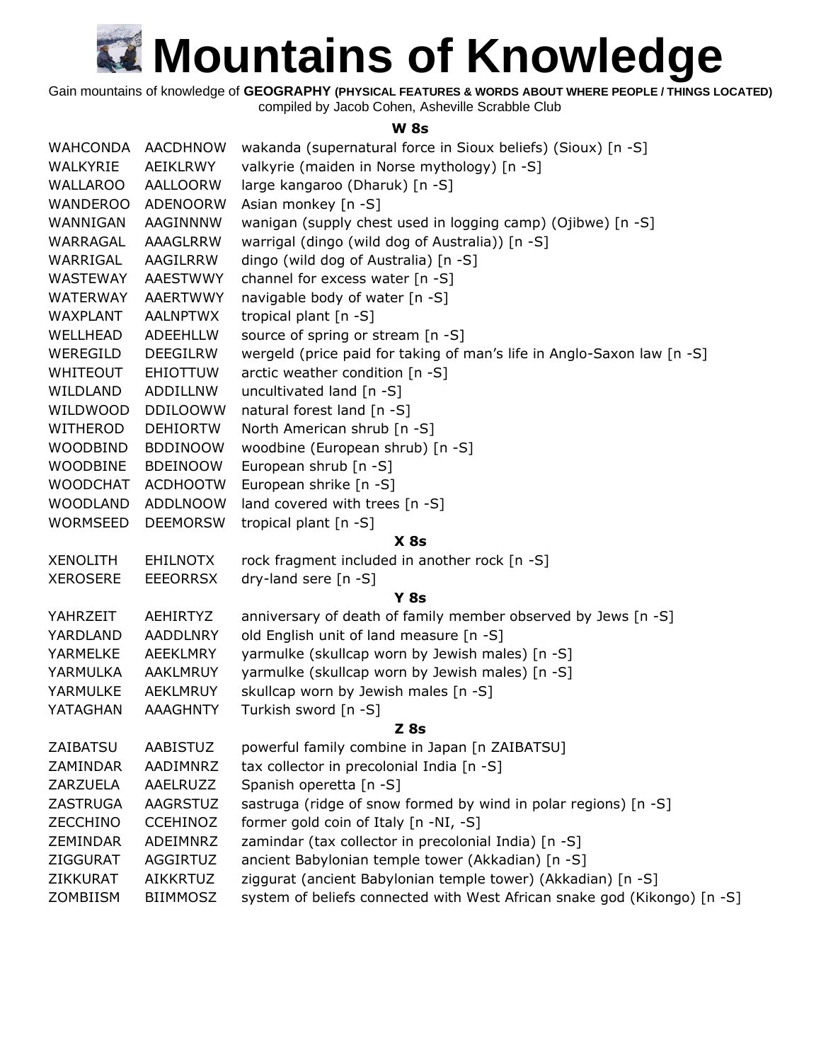# Mountains of Knowledge

Gain mountains of knowledge of **GEOGRAPHY (PHYSICAL FEATURES & WORDS ABOUT WHERE PEOPLE / THINGS LOCATED)**
compiled by Jacob Cohen, Asheville Scrabble Club

### W 8s

| | | |
|---|---|---|
| WAHCONDA | AACDHNOW | wakanda (supernatural force in Sioux beliefs) (Sioux) [n -S] |
| WALKYRIE | AEIKLRWY | valkyrie (maiden in Norse mythology) [n -S] |
| WALLAROO | AALLOORW | large kangaroo (Dharuk) [n -S] |
| WANDEROO | ADENOORW | Asian monkey [n -S] |
| WANNIGAN | AAGINNNW | wanigan (supply chest used in logging camp) (Ojibwe) [n -S] |
| WARRAGAL | AAAGLRRW | warrigal (dingo (wild dog of Australia)) [n -S] |
| WARRIGAL | AAGILRRW | dingo (wild dog of Australia) [n -S] |
| WASTEWAY | AAESTWWY | channel for excess water [n -S] |
| WATERWAY | AAERTWWY | navigable body of water [n -S] |
| WAXPLANT | AALNPTWX | tropical plant [n -S] |
| WELLHEAD | ADEEHLLW | source of spring or stream [n -S] |
| WEREGILD | DEEGILRW | wergeld (price paid for taking of man's life in Anglo-Saxon law [n -S] |
| WHITEOUT | EHIOTTUW | arctic weather condition [n -S] |
| WILDLAND | ADDILLNW | uncultivated land [n -S] |
| WILDWOOD | DDILOOWW | natural forest land [n -S] |
| WITHEROD | DEHIORTW | North American shrub [n -S] |
| WOODBIND | BDDINOOW | woodbine (European shrub) [n -S] |
| WOODBINE | BDEINOOW | European shrub [n -S] |
| WOODCHAT | ACDHOOTW | European shrike [n -S] |
| WOODLAND | ADDLNOOW | land covered with trees [n -S] |
| WORMSEED | DEEMORSW | tropical plant [n -S] |

### X 8s

| | | |
|---|---|---|
| XENOLITH | EHILNOTX | rock fragment included in another rock [n -S] |
| XEROSERE | EEEORRSX | dry-land sere [n -S] |

### Y 8s

| | | |
|---|---|---|
| YAHRZEIT | AEHIRTYZ | anniversary of death of family member observed by Jews [n -S] |
| YARDLAND | AADDLNRY | old English unit of land measure [n -S] |
| YARMELKE | AEEKLMRY | yarmulke (skullcap worn by Jewish males) [n -S] |
| YARMULKA | AAKLMRUY | yarmulke (skullcap worn by Jewish males) [n -S] |
| YARMULKE | AEKLMRUY | skullcap worn by Jewish males [n -S] |
| YATAGHAN | AAAGHNTY | Turkish sword [n -S] |

### Z 8s

| | | |
|---|---|---|
| ZAIBATSU | AABISTUZ | powerful family combine in Japan [n ZAIBATSU] |
| ZAMINDAR | AADIMNRZ | tax collector in precolonial India [n -S] |
| ZARZUELA | AAELRUZZ | Spanish operetta [n -S] |
| ZASTRUGA | AAGRSTUZ | sastruga (ridge of snow formed by wind in polar regions) [n -S] |
| ZECCHINO | CCEHINOZ | former gold coin of Italy [n -NI, -S] |
| ZEMINDAR | ADEIMNRZ | zamindar (tax collector in precolonial India) [n -S] |
| ZIGGURAT | AGGIRTUZ | ancient Babylonian temple tower (Akkadian) [n -S] |
| ZIKKURAT | AIKKRTUZ | ziggurat (ancient Babylonian temple tower) (Akkadian) [n -S] |
| ZOMBIISM | BIIMMOSZ | system of beliefs connected with West African snake god (Kikongo) [n -S] |